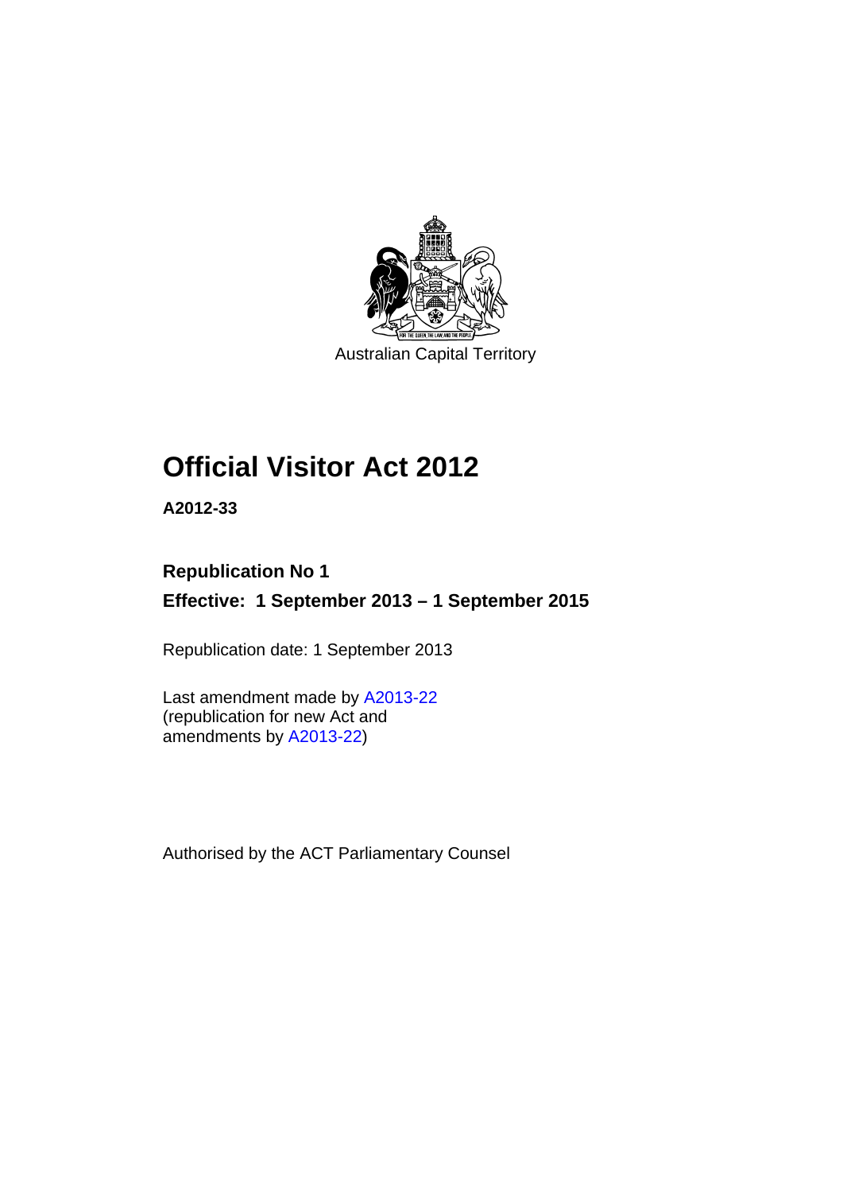Australian Capital Territory

# Official Visitor Act 2012

**A2012-33**

**Republication No 1**

**Effective: 1 September 2013 – 1 September 2015**

Republication date: 1 September 2013

Last amendment made by A2013-22
(republication for new Act and amendments by A2013-22)

Authorised by the ACT Parliamentary Counsel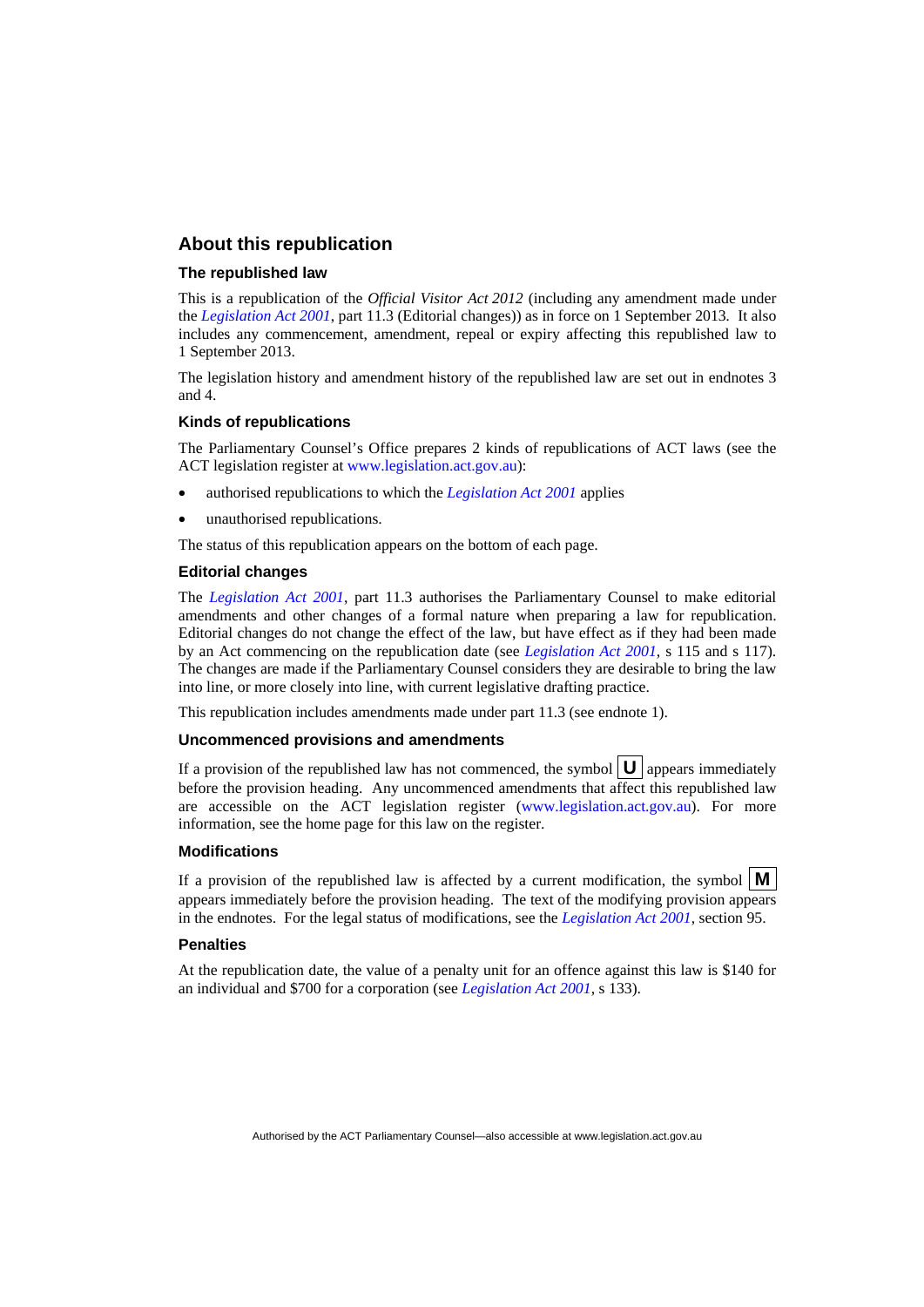## About this republication

### The republished law

This is a republication of the *Official Visitor Act 2012* (including any amendment made under the *Legislation Act 2001*, part 11.3 (Editorial changes)) as in force on 1 September 2013. It also includes any commencement, amendment, repeal or expiry affecting this republished law to 1 September 2013.

The legislation history and amendment history of the republished law are set out in endnotes 3 and 4.

### Kinds of republications

The Parliamentary Counsel's Office prepares 2 kinds of republications of ACT laws (see the ACT legislation register at www.legislation.act.gov.au):

- authorised republications to which the *Legislation Act 2001* applies
- unauthorised republications.

The status of this republication appears on the bottom of each page.

### Editorial changes

The *Legislation Act 2001*, part 11.3 authorises the Parliamentary Counsel to make editorial amendments and other changes of a formal nature when preparing a law for republication. Editorial changes do not change the effect of the law, but have effect as if they had been made by an Act commencing on the republication date (see *Legislation Act 2001*, s 115 and s 117). The changes are made if the Parliamentary Counsel considers they are desirable to bring the law into line, or more closely into line, with current legislative drafting practice.

This republication includes amendments made under part 11.3 (see endnote 1).

### Uncommenced provisions and amendments

If a provision of the republished law has not commenced, the symbol **U** appears immediately before the provision heading. Any uncommenced amendments that affect this republished law are accessible on the ACT legislation register (www.legislation.act.gov.au). For more information, see the home page for this law on the register.

### Modifications

If a provision of the republished law is affected by a current modification, the symbol **M** appears immediately before the provision heading. The text of the modifying provision appears in the endnotes. For the legal status of modifications, see the *Legislation Act 2001*, section 95.

### Penalties

At the republication date, the value of a penalty unit for an offence against this law is $140 for an individual and $700 for a corporation (see *Legislation Act 2001*, s 133).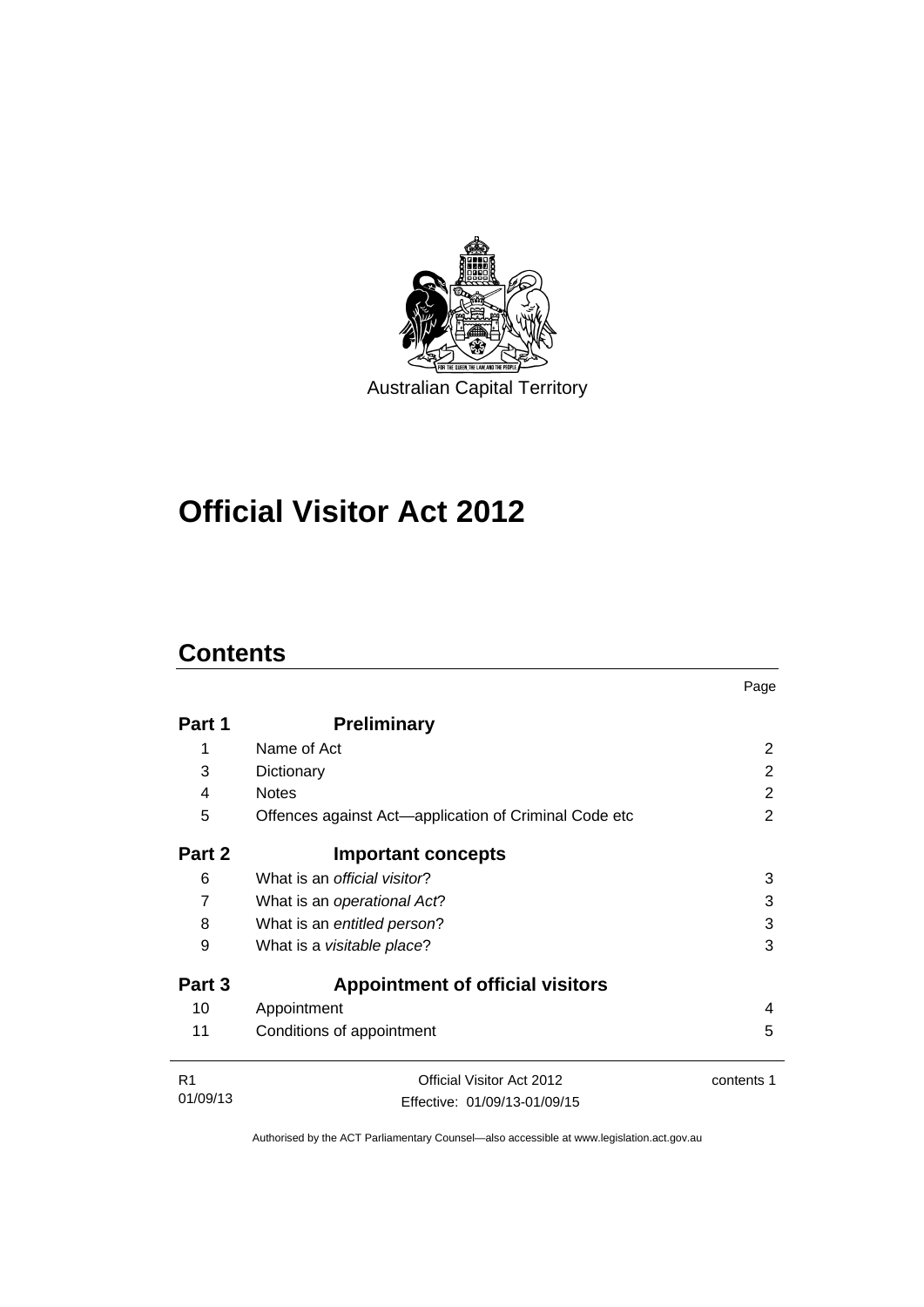Australian Capital Territory

# Official Visitor Act 2012

## Contents

| | | Page |
|---|---|---|
| **Part 1** | **Preliminary** | |
| 1 | Name of Act | 2 |
| 3 | Dictionary | 2 |
| 4 | Notes | 2 |
| 5 | Offences against Act—application of Criminal Code etc | 2 |
| **Part 2** | **Important concepts** | |
| 6 | What is an *official visitor*? | 3 |
| 7 | What is an *operational Act*? | 3 |
| 8 | What is an *entitled person*? | 3 |
| 9 | What is a *visitable place*? | 3 |
| **Part 3** | **Appointment of official visitors** | |
| 10 | Appointment | 4 |
| 11 | Conditions of appointment | 5 |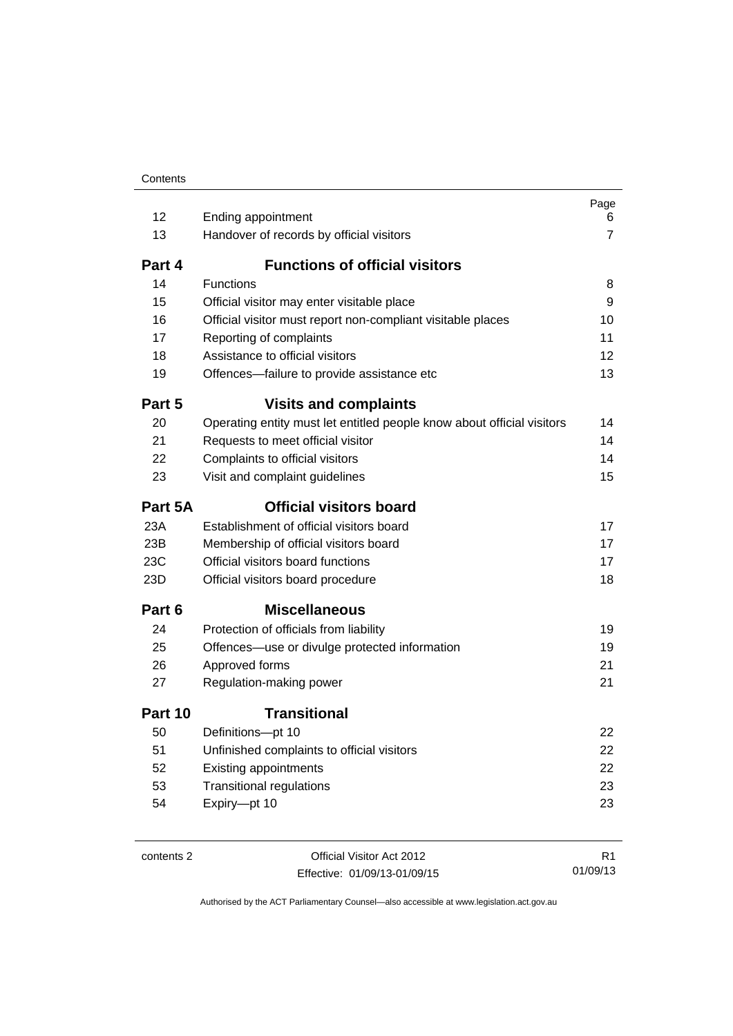| | | Page |
|---|---|---|
| 12 | Ending appointment | 6 |
| 13 | Handover of records by official visitors | 7 |
| **Part 4** | **Functions of official visitors** | |
| 14 | Functions | 8 |
| 15 | Official visitor may enter visitable place | 9 |
| 16 | Official visitor must report non-compliant visitable places | 10 |
| 17 | Reporting of complaints | 11 |
| 18 | Assistance to official visitors | 12 |
| 19 | Offences—failure to provide assistance etc | 13 |
| **Part 5** | **Visits and complaints** | |
| 20 | Operating entity must let entitled people know about official visitors | 14 |
| 21 | Requests to meet official visitor | 14 |
| 22 | Complaints to official visitors | 14 |
| 23 | Visit and complaint guidelines | 15 |
| **Part 5A** | **Official visitors board** | |
| 23A | Establishment of official visitors board | 17 |
| 23B | Membership of official visitors board | 17 |
| 23C | Official visitors board functions | 17 |
| 23D | Official visitors board procedure | 18 |
| **Part 6** | **Miscellaneous** | |
| 24 | Protection of officials from liability | 19 |
| 25 | Offences—use or divulge protected information | 19 |
| 26 | Approved forms | 21 |
| 27 | Regulation-making power | 21 |
| **Part 10** | **Transitional** | |
| 50 | Definitions—pt 10 | 22 |
| 51 | Unfinished complaints to official visitors | 22 |
| 52 | Existing appointments | 22 |
| 53 | Transitional regulations | 23 |
| 54 | Expiry—pt 10 | 23 |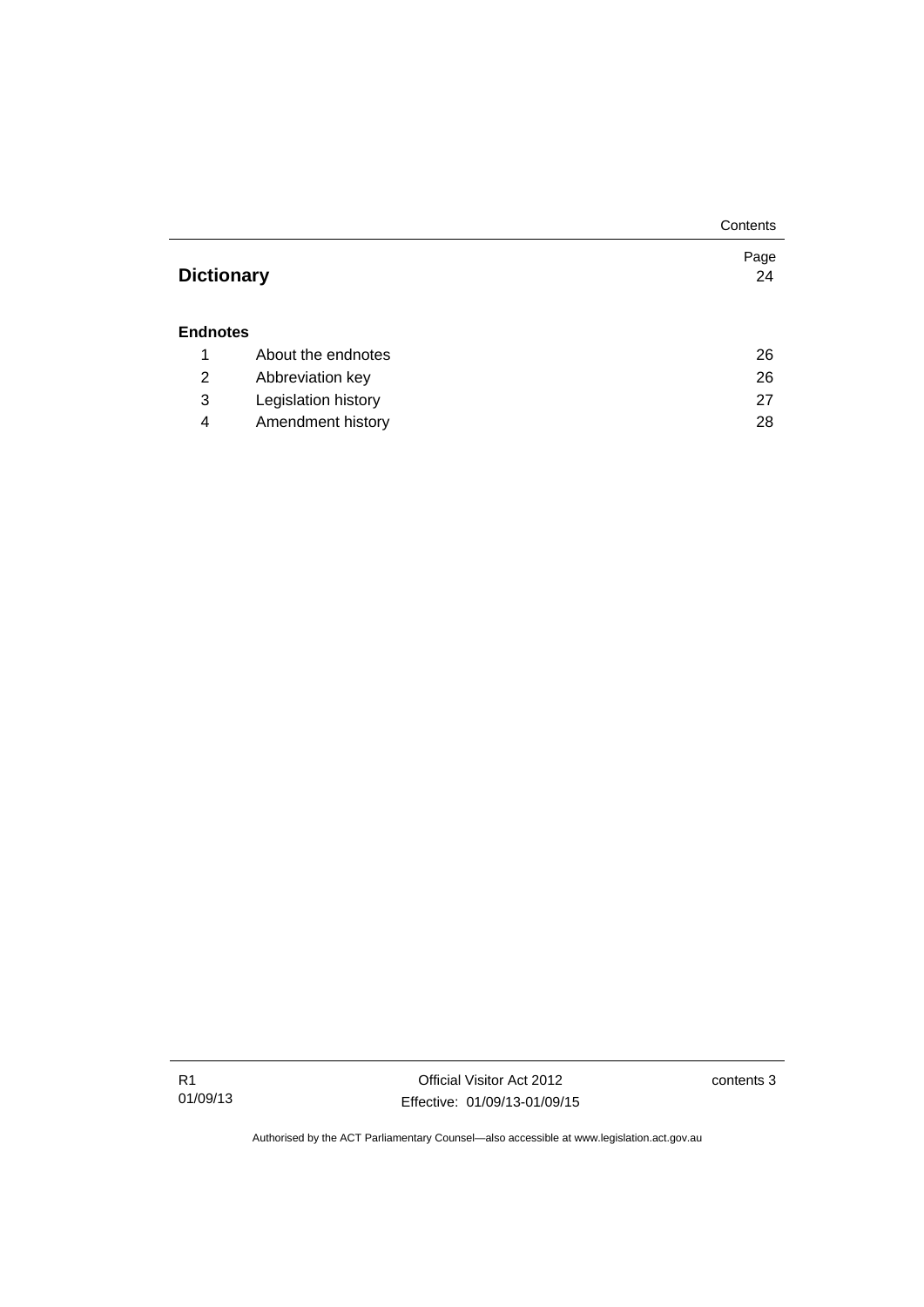| | | Page |
|---|---|---|
| **Dictionary** | | 24 |
| **Endnotes** | | |
| 1 | About the endnotes | 26 |
| 2 | Abbreviation key | 26 |
| 3 | Legislation history | 27 |
| 4 | Amendment history | 28 |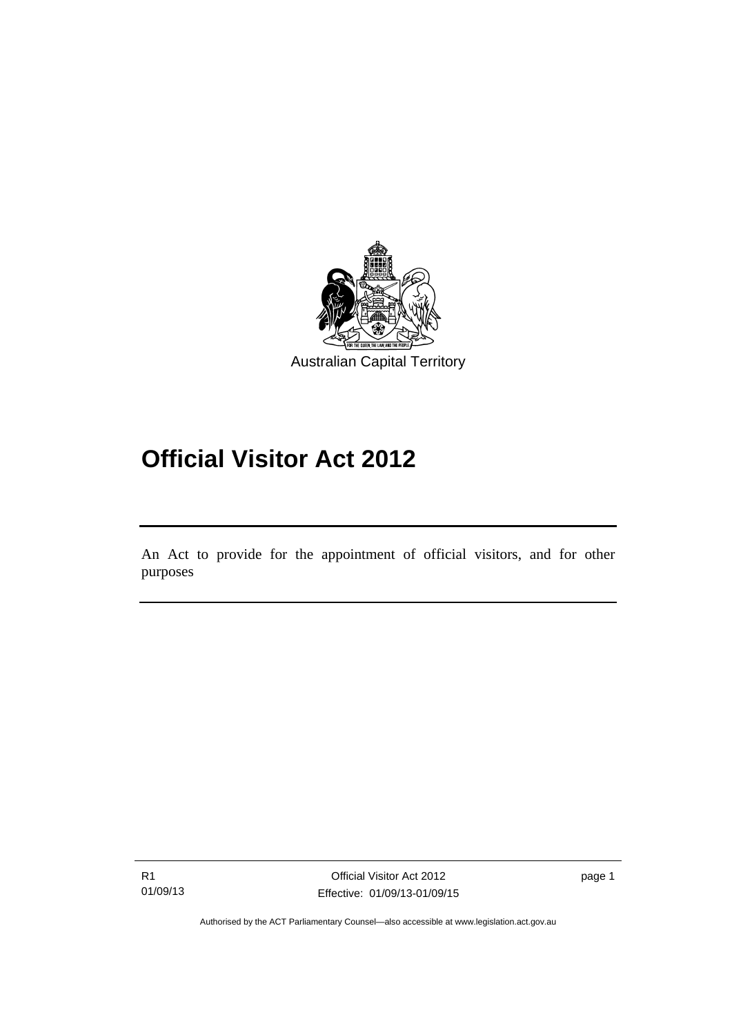Australian Capital Territory

# Official Visitor Act 2012

An Act to provide for the appointment of official visitors, and for other purposes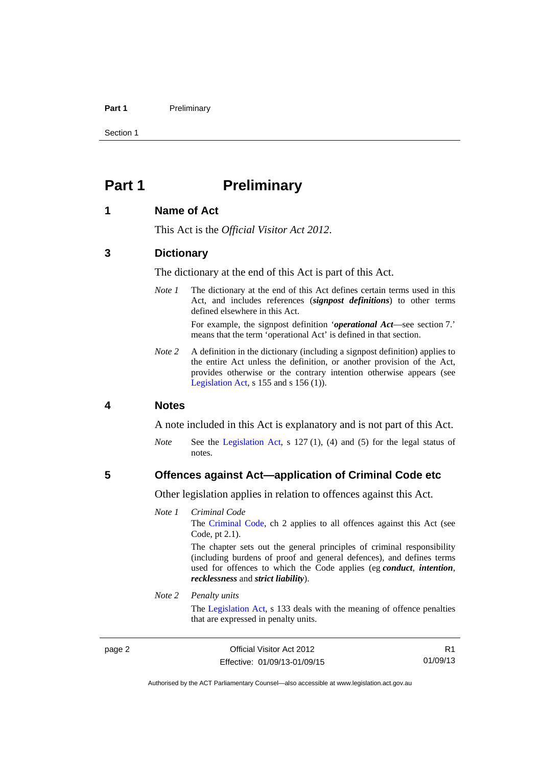# Part 1 Preliminary

## 1 Name of Act

This Act is the *Official Visitor Act 2012*.

## 3 Dictionary

The dictionary at the end of this Act is part of this Act.

*Note 1* The dictionary at the end of this Act defines certain terms used in this Act, and includes references (***signpost definitions***) to other terms defined elsewhere in this Act.

For example, the signpost definition '***operational Act***—see section 7.' means that the term 'operational Act' is defined in that section.

*Note 2* A definition in the dictionary (including a signpost definition) applies to the entire Act unless the definition, or another provision of the Act, provides otherwise or the contrary intention otherwise appears (see Legislation Act, s 155 and s 156 (1)).

## 4 Notes

A note included in this Act is explanatory and is not part of this Act.

*Note* See the Legislation Act, s 127 (1), (4) and (5) for the legal status of notes.

## 5 Offences against Act—application of Criminal Code etc

Other legislation applies in relation to offences against this Act.

*Note 1* *Criminal Code*

The Criminal Code, ch 2 applies to all offences against this Act (see Code, pt 2.1).

The chapter sets out the general principles of criminal responsibility (including burdens of proof and general defences), and defines terms used for offences to which the Code applies (eg ***conduct***, ***intention***, ***recklessness*** and ***strict liability***).

*Note 2* *Penalty units*

The Legislation Act, s 133 deals with the meaning of offence penalties that are expressed in penalty units.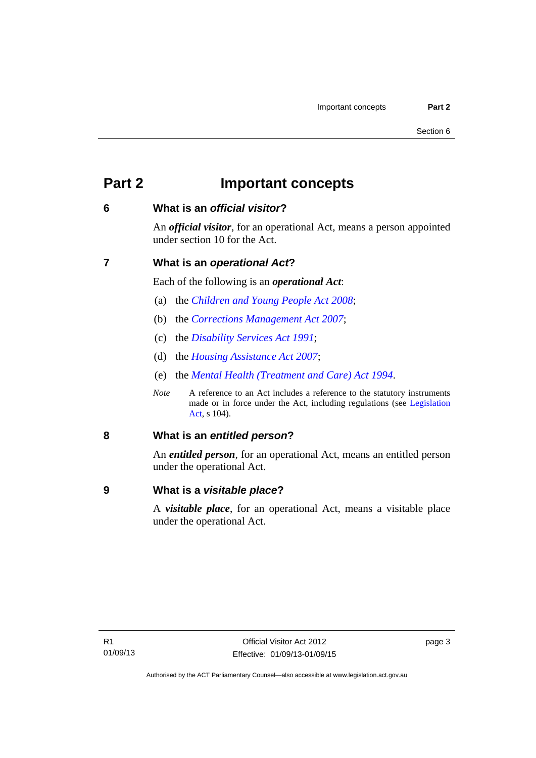# Part 2 Important concepts

## 6 What is an *official visitor*?

An ***official visitor***, for an operational Act, means a person appointed under section 10 for the Act.

## 7 What is an *operational Act*?

Each of the following is an ***operational Act***:

(a) the *Children and Young People Act 2008*;

(b) the *Corrections Management Act 2007*;

(c) the *Disability Services Act 1991*;

(d) the *Housing Assistance Act 2007*;

(e) the *Mental Health (Treatment and Care) Act 1994*.

*Note* A reference to an Act includes a reference to the statutory instruments made or in force under the Act, including regulations (see Legislation Act, s 104).

## 8 What is an *entitled person*?

An ***entitled person***, for an operational Act, means an entitled person under the operational Act.

## 9 What is a *visitable place*?

A ***visitable place***, for an operational Act, means a visitable place under the operational Act.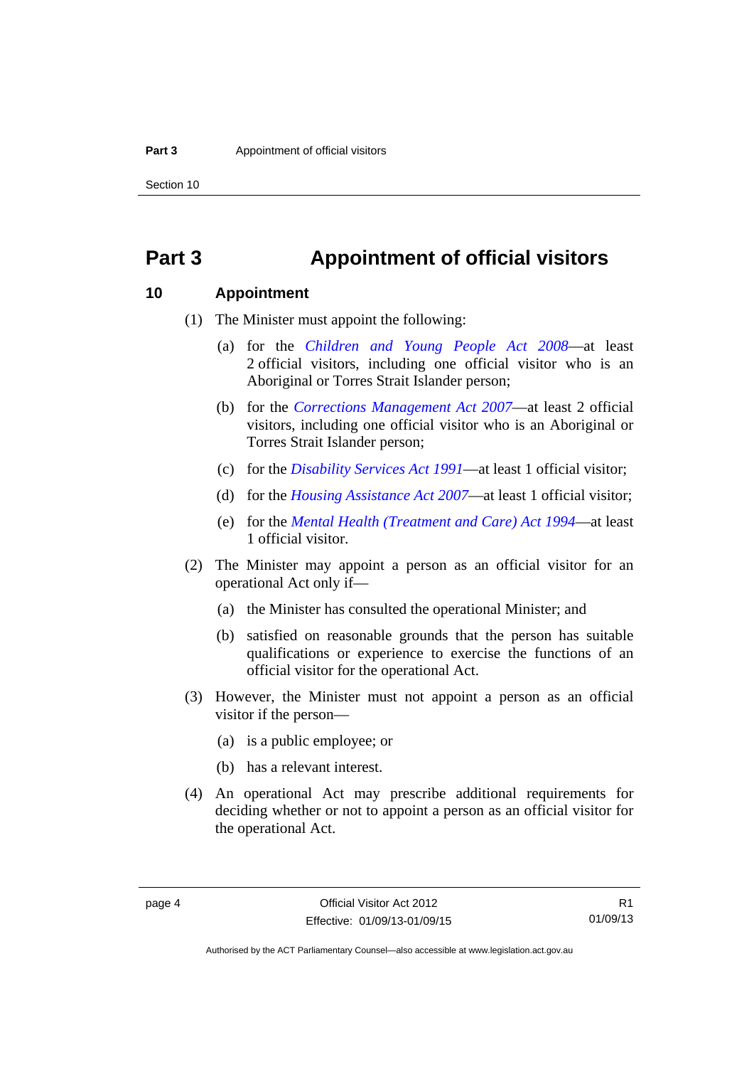# Part 3 Appointment of official visitors

## 10 Appointment

(1) The Minister must appoint the following:

(a) for the *Children and Young People Act 2008*—at least 2 official visitors, including one official visitor who is an Aboriginal or Torres Strait Islander person;

(b) for the *Corrections Management Act 2007*—at least 2 official visitors, including one official visitor who is an Aboriginal or Torres Strait Islander person;

(c) for the *Disability Services Act 1991*—at least 1 official visitor;

(d) for the *Housing Assistance Act 2007*—at least 1 official visitor;

(e) for the *Mental Health (Treatment and Care) Act 1994*—at least 1 official visitor.

(2) The Minister may appoint a person as an official visitor for an operational Act only if—

(a) the Minister has consulted the operational Minister; and

(b) satisfied on reasonable grounds that the person has suitable qualifications or experience to exercise the functions of an official visitor for the operational Act.

(3) However, the Minister must not appoint a person as an official visitor if the person—

(a) is a public employee; or

(b) has a relevant interest.

(4) An operational Act may prescribe additional requirements for deciding whether or not to appoint a person as an official visitor for the operational Act.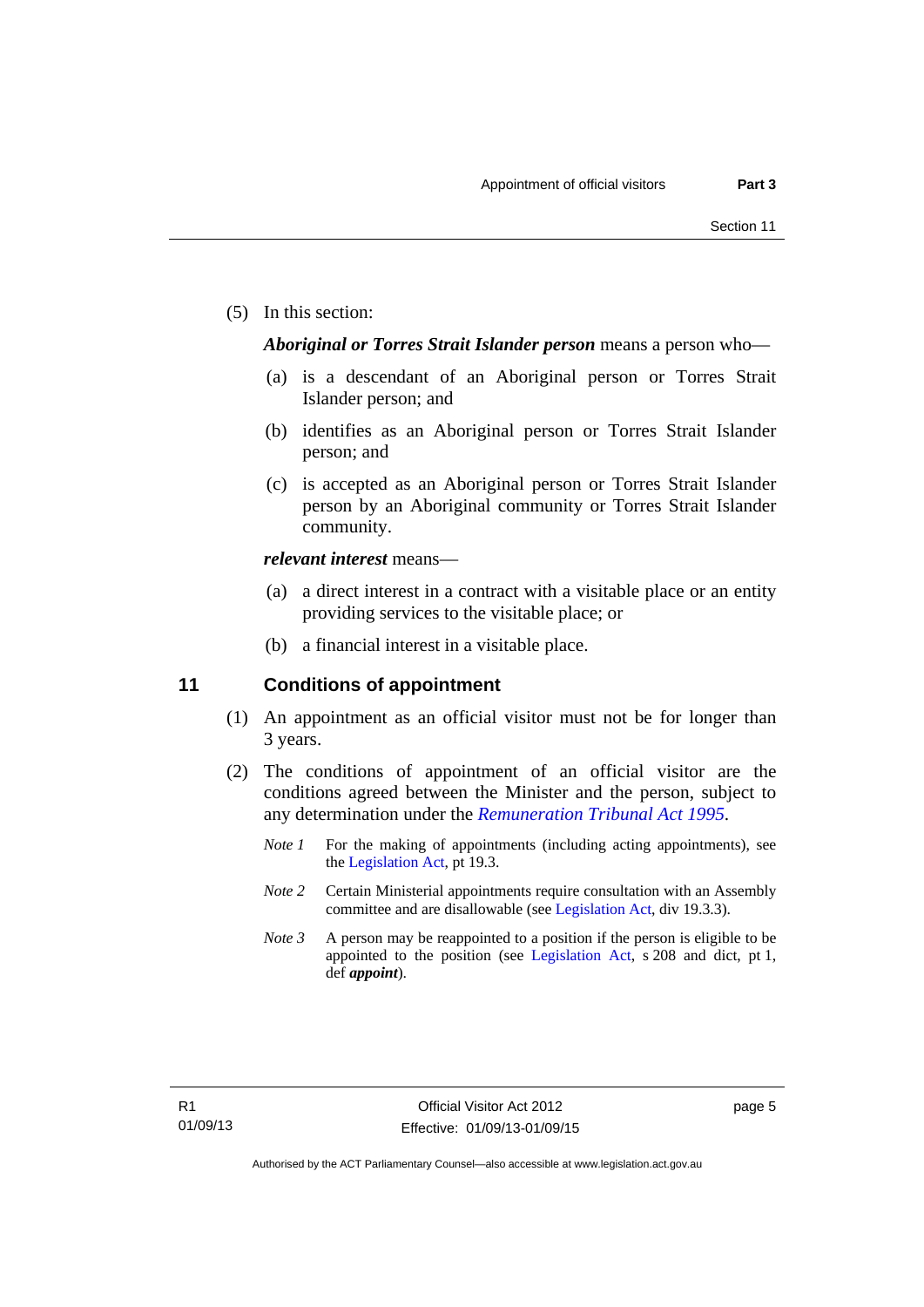(5) In this section:

***Aboriginal or Torres Strait Islander person*** means a person who—

(a) is a descendant of an Aboriginal person or Torres Strait Islander person; and

(b) identifies as an Aboriginal person or Torres Strait Islander person; and

(c) is accepted as an Aboriginal person or Torres Strait Islander person by an Aboriginal community or Torres Strait Islander community.

***relevant interest*** means—

(a) a direct interest in a contract with a visitable place or an entity providing services to the visitable place; or

(b) a financial interest in a visitable place.

## 11 Conditions of appointment

(1) An appointment as an official visitor must not be for longer than 3 years.

(2) The conditions of appointment of an official visitor are the conditions agreed between the Minister and the person, subject to any determination under the *Remuneration Tribunal Act 1995*.

*Note 1* For the making of appointments (including acting appointments), see the Legislation Act, pt 19.3.

*Note 2* Certain Ministerial appointments require consultation with an Assembly committee and are disallowable (see Legislation Act, div 19.3.3).

*Note 3* A person may be reappointed to a position if the person is eligible to be appointed to the position (see Legislation Act, s 208 and dict, pt 1, def ***appoint***).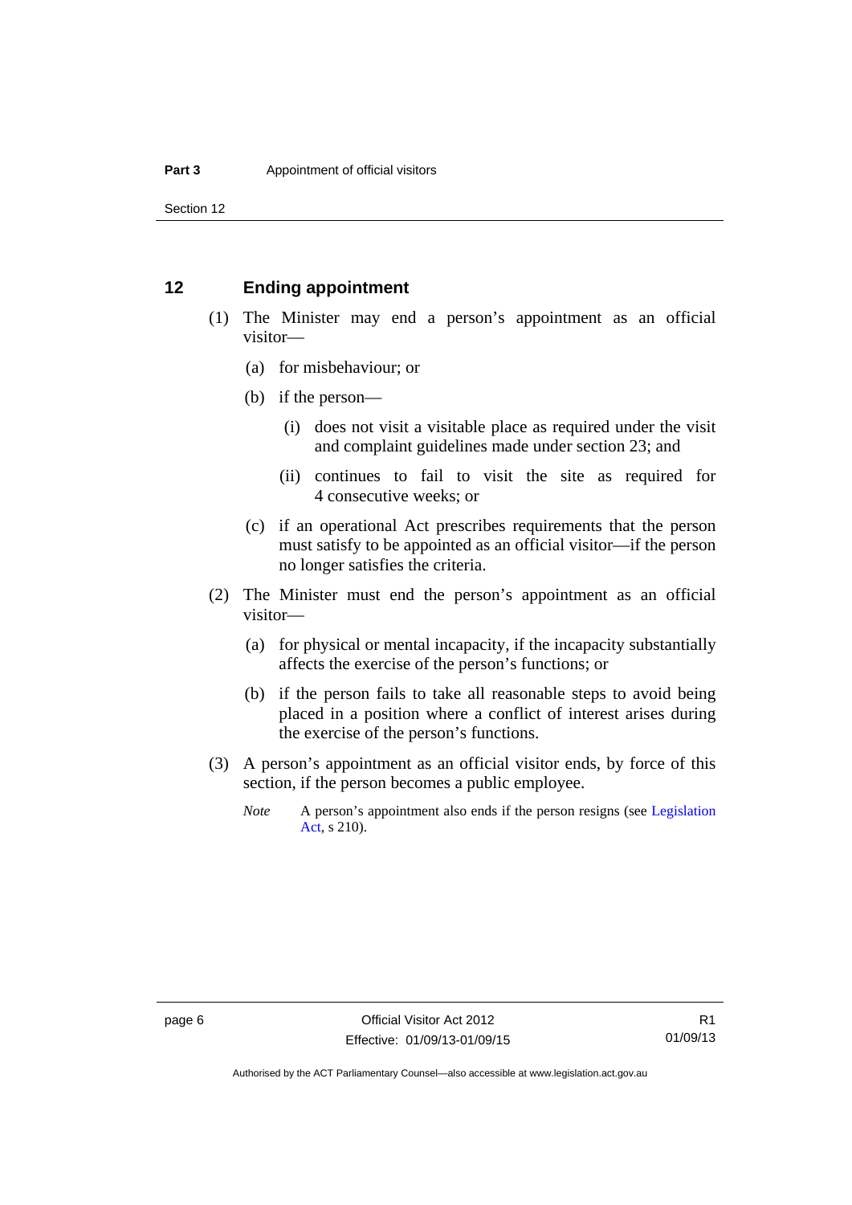## 12 Ending appointment

(1) The Minister may end a person's appointment as an official visitor—

(a) for misbehaviour; or

(b) if the person—

(i) does not visit a visitable place as required under the visit and complaint guidelines made under section 23; and

(ii) continues to fail to visit the site as required for 4 consecutive weeks; or

(c) if an operational Act prescribes requirements that the person must satisfy to be appointed as an official visitor—if the person no longer satisfies the criteria.

(2) The Minister must end the person's appointment as an official visitor—

(a) for physical or mental incapacity, if the incapacity substantially affects the exercise of the person's functions; or

(b) if the person fails to take all reasonable steps to avoid being placed in a position where a conflict of interest arises during the exercise of the person's functions.

(3) A person's appointment as an official visitor ends, by force of this section, if the person becomes a public employee.

*Note* A person's appointment also ends if the person resigns (see Legislation Act, s 210).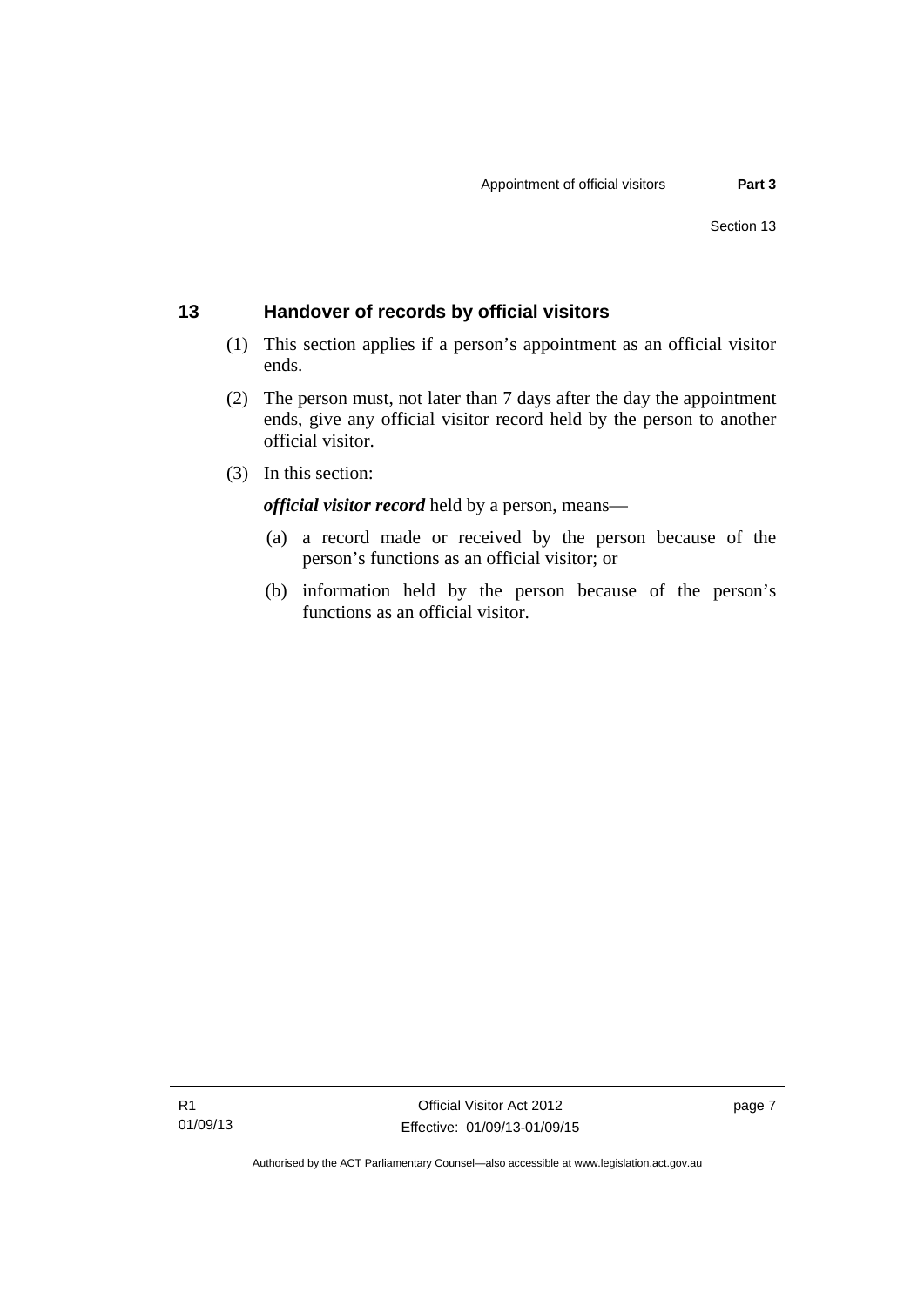## 13 Handover of records by official visitors

(1) This section applies if a person's appointment as an official visitor ends.

(2) The person must, not later than 7 days after the day the appointment ends, give any official visitor record held by the person to another official visitor.

(3) In this section:

***official visitor record*** held by a person, means—

(a) a record made or received by the person because of the person's functions as an official visitor; or

(b) information held by the person because of the person's functions as an official visitor.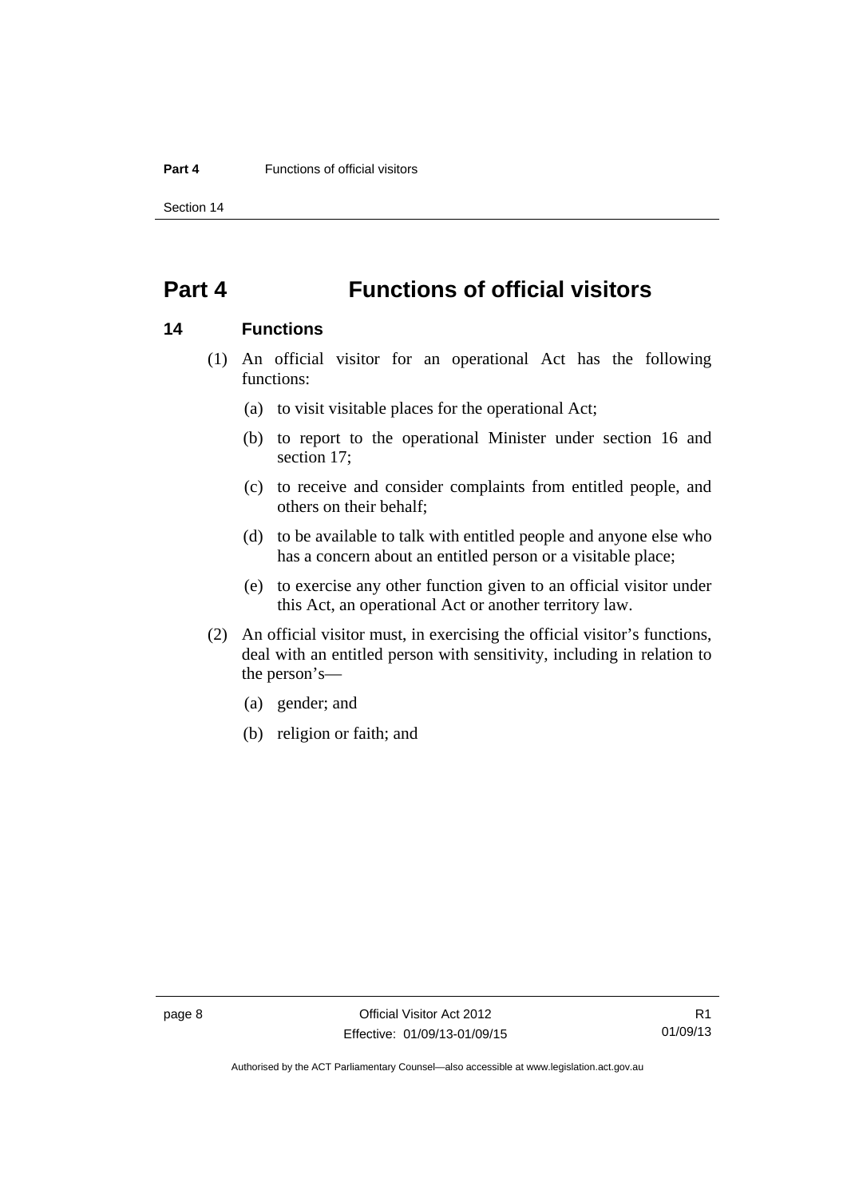# Part 4 Functions of official visitors

## 14 Functions

(1) An official visitor for an operational Act has the following functions:

(a) to visit visitable places for the operational Act;

(b) to report to the operational Minister under section 16 and section 17;

(c) to receive and consider complaints from entitled people, and others on their behalf;

(d) to be available to talk with entitled people and anyone else who has a concern about an entitled person or a visitable place;

(e) to exercise any other function given to an official visitor under this Act, an operational Act or another territory law.

(2) An official visitor must, in exercising the official visitor's functions, deal with an entitled person with sensitivity, including in relation to the person's—

(a) gender; and

(b) religion or faith; and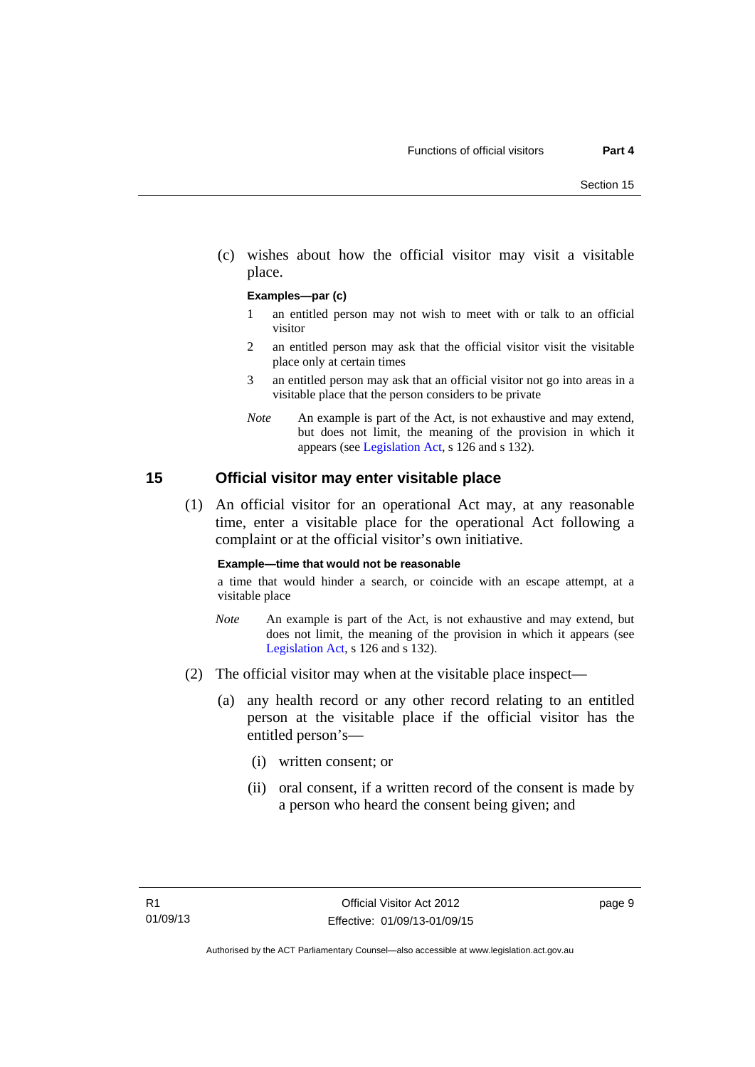(c) wishes about how the official visitor may visit a visitable place.

**Examples—par (c)**

1 an entitled person may not wish to meet with or talk to an official visitor

2 an entitled person may ask that the official visitor visit the visitable place only at certain times

3 an entitled person may ask that an official visitor not go into areas in a visitable place that the person considers to be private

*Note* An example is part of the Act, is not exhaustive and may extend, but does not limit, the meaning of the provision in which it appears (see Legislation Act, s 126 and s 132).

## 15 Official visitor may enter visitable place

(1) An official visitor for an operational Act may, at any reasonable time, enter a visitable place for the operational Act following a complaint or at the official visitor's own initiative.

**Example—time that would not be reasonable**

a time that would hinder a search, or coincide with an escape attempt, at a visitable place

*Note* An example is part of the Act, is not exhaustive and may extend, but does not limit, the meaning of the provision in which it appears (see Legislation Act, s 126 and s 132).

(2) The official visitor may when at the visitable place inspect—

(a) any health record or any other record relating to an entitled person at the visitable place if the official visitor has the entitled person's—

(i) written consent; or

(ii) oral consent, if a written record of the consent is made by a person who heard the consent being given; and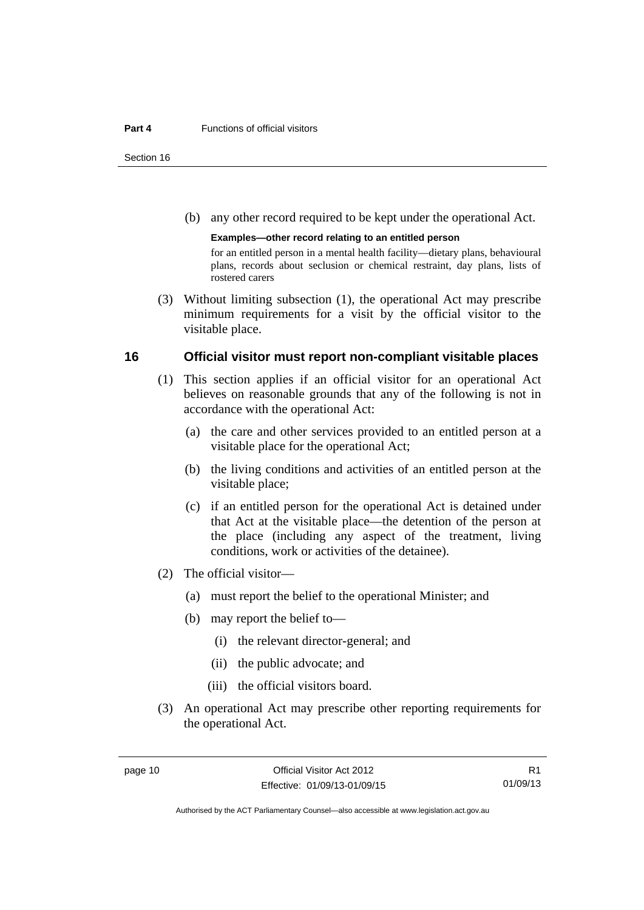(b) any other record required to be kept under the operational Act.

**Examples—other record relating to an entitled person**

for an entitled person in a mental health facility—dietary plans, behavioural plans, records about seclusion or chemical restraint, day plans, lists of rostered carers

(3) Without limiting subsection (1), the operational Act may prescribe minimum requirements for a visit by the official visitor to the visitable place.

## 16 Official visitor must report non-compliant visitable places

(1) This section applies if an official visitor for an operational Act believes on reasonable grounds that any of the following is not in accordance with the operational Act:

(a) the care and other services provided to an entitled person at a visitable place for the operational Act;

(b) the living conditions and activities of an entitled person at the visitable place;

(c) if an entitled person for the operational Act is detained under that Act at the visitable place—the detention of the person at the place (including any aspect of the treatment, living conditions, work or activities of the detainee).

(2) The official visitor—

(a) must report the belief to the operational Minister; and

(b) may report the belief to—

(i) the relevant director-general; and

(ii) the public advocate; and

(iii) the official visitors board.

(3) An operational Act may prescribe other reporting requirements for the operational Act.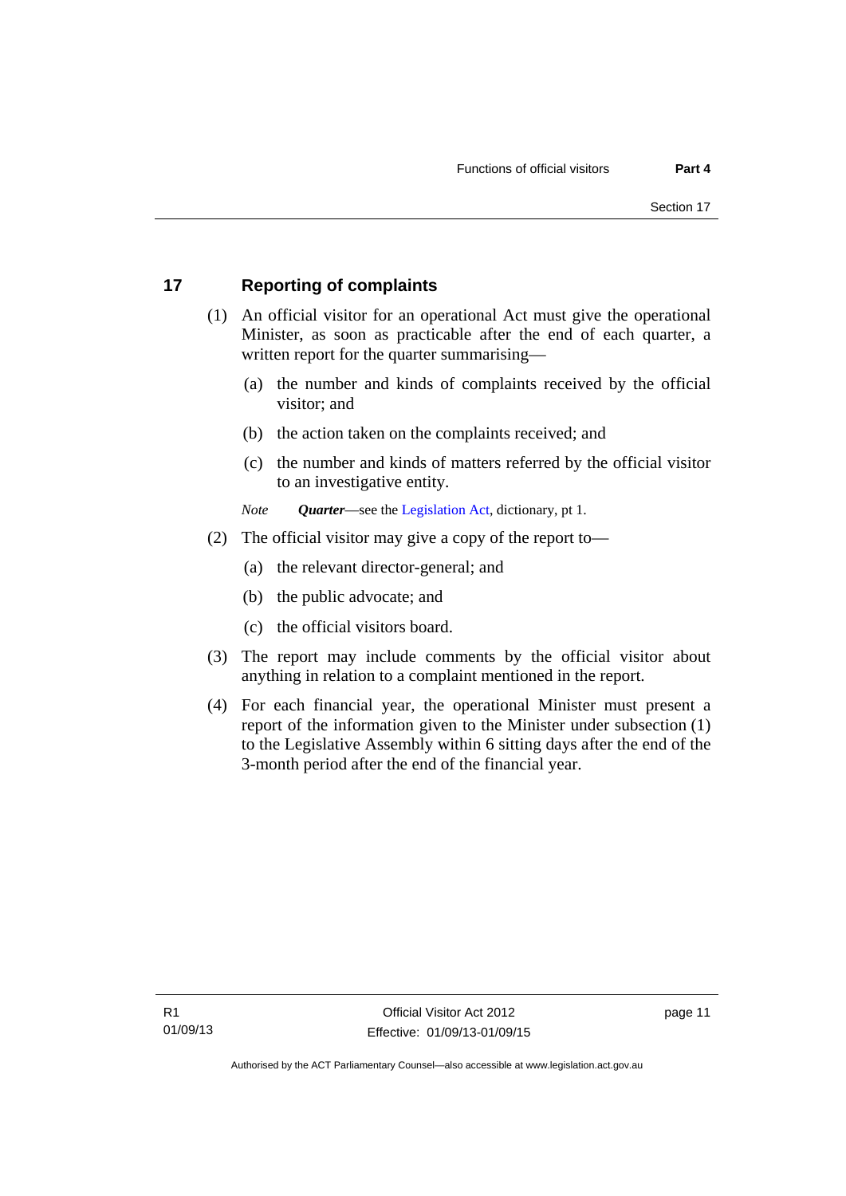## 17 Reporting of complaints

(1) An official visitor for an operational Act must give the operational Minister, as soon as practicable after the end of each quarter, a written report for the quarter summarising—

(a) the number and kinds of complaints received by the official visitor; and

(b) the action taken on the complaints received; and

(c) the number and kinds of matters referred by the official visitor to an investigative entity.

*Note* ***Quarter***—see the Legislation Act, dictionary, pt 1.

(2) The official visitor may give a copy of the report to—

(a) the relevant director-general; and

(b) the public advocate; and

(c) the official visitors board.

(3) The report may include comments by the official visitor about anything in relation to a complaint mentioned in the report.

(4) For each financial year, the operational Minister must present a report of the information given to the Minister under subsection (1) to the Legislative Assembly within 6 sitting days after the end of the 3-month period after the end of the financial year.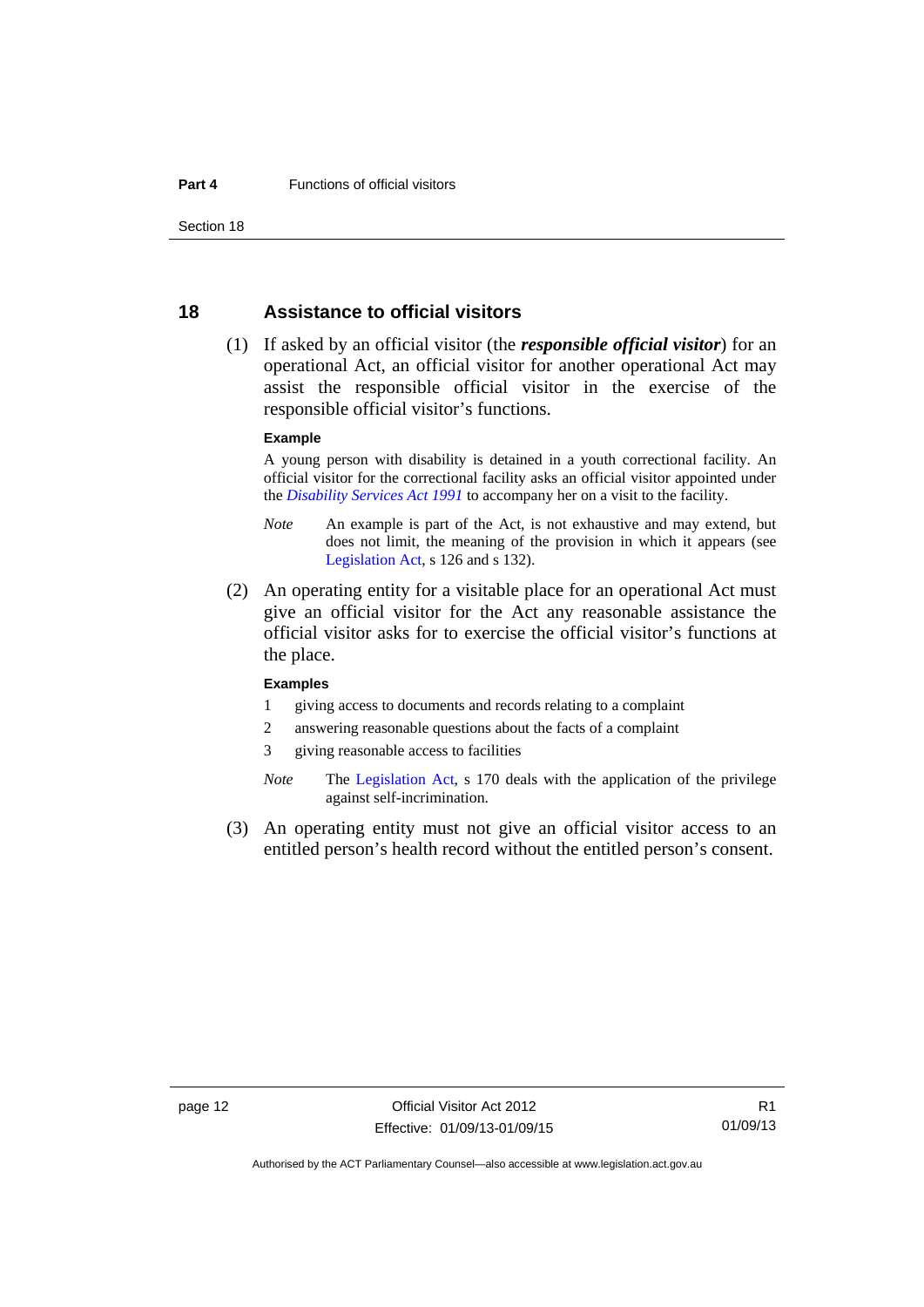## 18 Assistance to official visitors

(1) If asked by an official visitor (the ***responsible official visitor***) for an operational Act, an official visitor for another operational Act may assist the responsible official visitor in the exercise of the responsible official visitor's functions.

**Example**

A young person with disability is detained in a youth correctional facility. An official visitor for the correctional facility asks an official visitor appointed under the *Disability Services Act 1991* to accompany her on a visit to the facility.

*Note* An example is part of the Act, is not exhaustive and may extend, but does not limit, the meaning of the provision in which it appears (see Legislation Act, s 126 and s 132).

(2) An operating entity for a visitable place for an operational Act must give an official visitor for the Act any reasonable assistance the official visitor asks for to exercise the official visitor's functions at the place.

**Examples**

1 giving access to documents and records relating to a complaint

2 answering reasonable questions about the facts of a complaint

3 giving reasonable access to facilities

*Note* The Legislation Act, s 170 deals with the application of the privilege against self-incrimination.

(3) An operating entity must not give an official visitor access to an entitled person's health record without the entitled person's consent.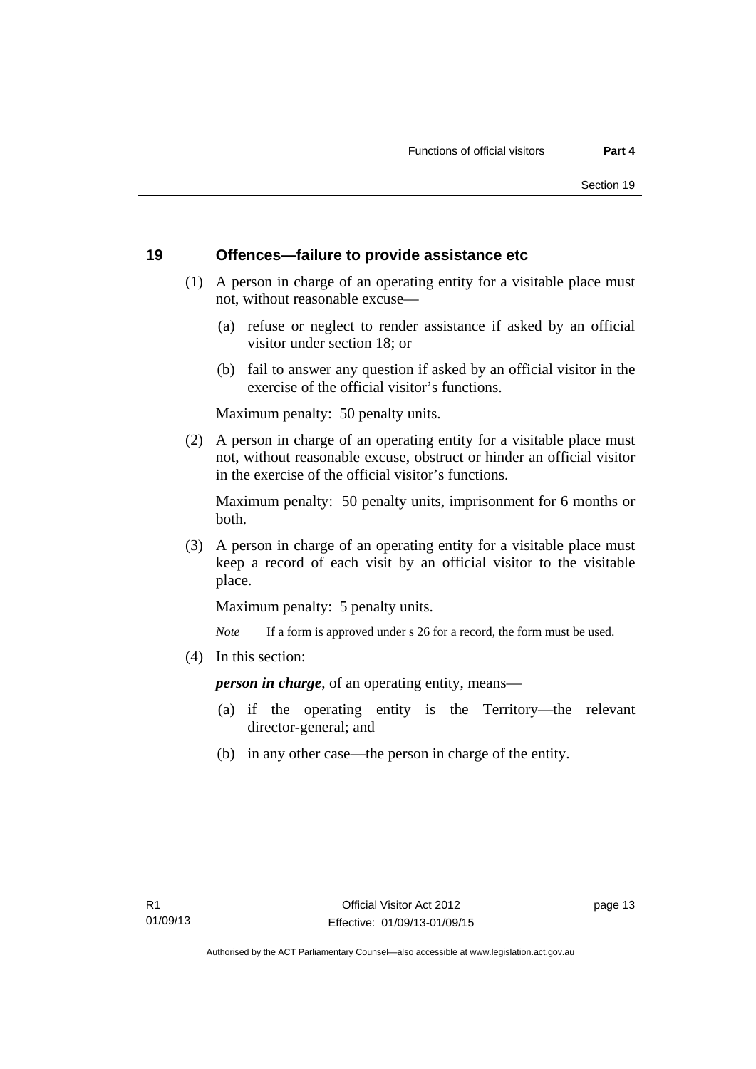## 19 Offences—failure to provide assistance etc

(1) A person in charge of an operating entity for a visitable place must not, without reasonable excuse—

(a) refuse or neglect to render assistance if asked by an official visitor under section 18; or

(b) fail to answer any question if asked by an official visitor in the exercise of the official visitor's functions.

Maximum penalty: 50 penalty units.

(2) A person in charge of an operating entity for a visitable place must not, without reasonable excuse, obstruct or hinder an official visitor in the exercise of the official visitor's functions.

Maximum penalty: 50 penalty units, imprisonment for 6 months or both.

(3) A person in charge of an operating entity for a visitable place must keep a record of each visit by an official visitor to the visitable place.

Maximum penalty: 5 penalty units.

*Note* If a form is approved under s 26 for a record, the form must be used.

(4) In this section:

***person in charge***, of an operating entity, means—

(a) if the operating entity is the Territory—the relevant director-general; and

(b) in any other case—the person in charge of the entity.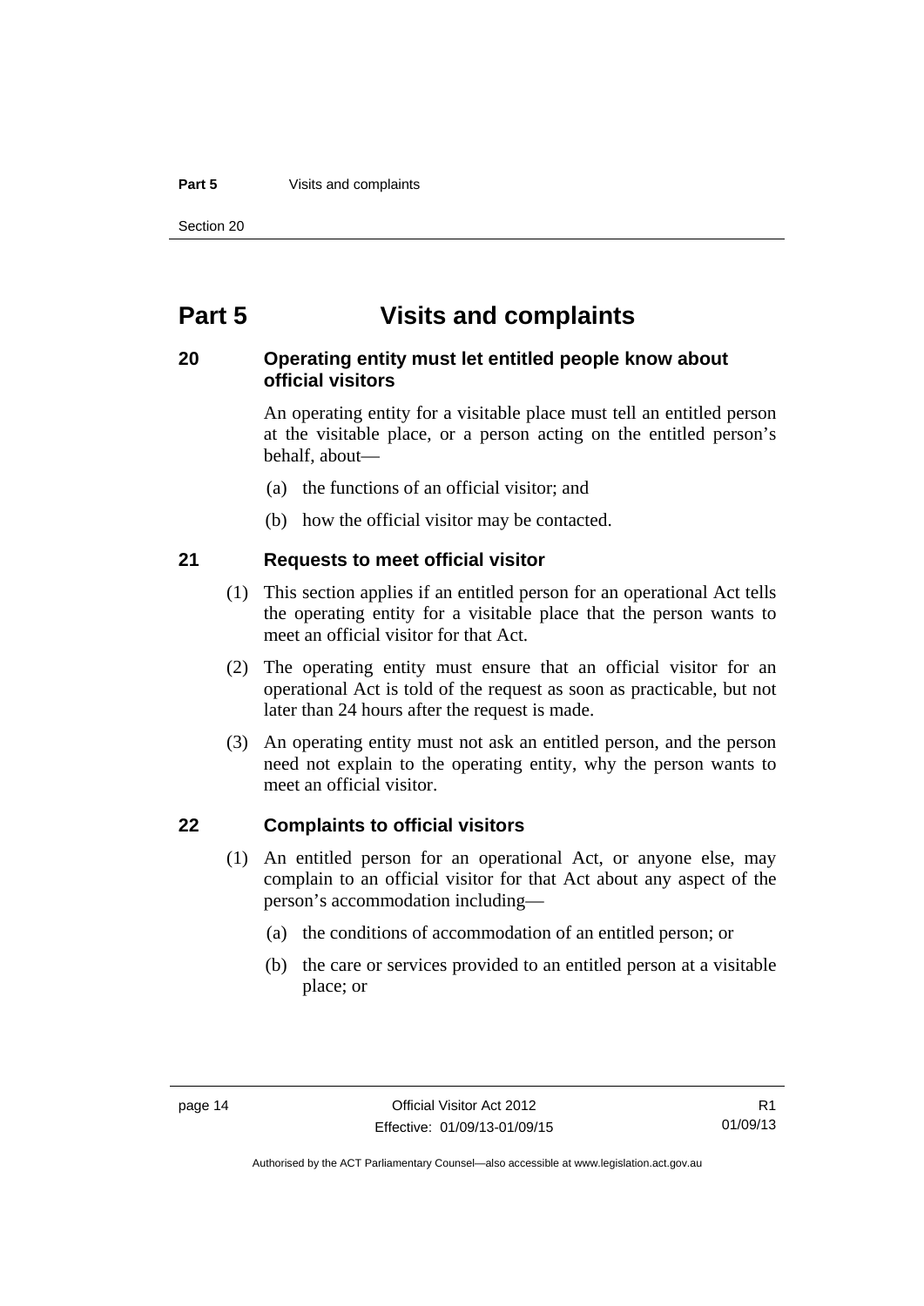# Part 5 Visits and complaints

## 20 Operating entity must let entitled people know about official visitors

An operating entity for a visitable place must tell an entitled person at the visitable place, or a person acting on the entitled person's behalf, about—

(a) the functions of an official visitor; and

(b) how the official visitor may be contacted.

## 21 Requests to meet official visitor

(1) This section applies if an entitled person for an operational Act tells the operating entity for a visitable place that the person wants to meet an official visitor for that Act.

(2) The operating entity must ensure that an official visitor for an operational Act is told of the request as soon as practicable, but not later than 24 hours after the request is made.

(3) An operating entity must not ask an entitled person, and the person need not explain to the operating entity, why the person wants to meet an official visitor.

## 22 Complaints to official visitors

(1) An entitled person for an operational Act, or anyone else, may complain to an official visitor for that Act about any aspect of the person's accommodation including—

(a) the conditions of accommodation of an entitled person; or

(b) the care or services provided to an entitled person at a visitable place; or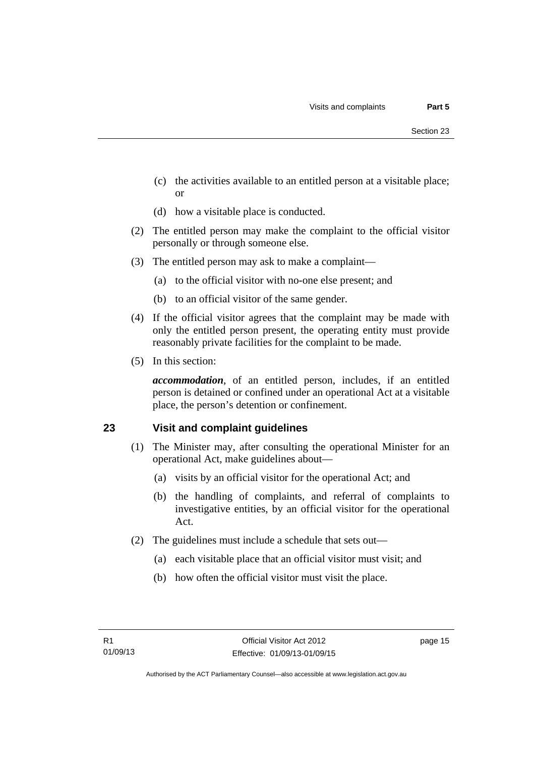(c) the activities available to an entitled person at a visitable place; or

(d) how a visitable place is conducted.

(2) The entitled person may make the complaint to the official visitor personally or through someone else.

(3) The entitled person may ask to make a complaint—

(a) to the official visitor with no-one else present; and

(b) to an official visitor of the same gender.

(4) If the official visitor agrees that the complaint may be made with only the entitled person present, the operating entity must provide reasonably private facilities for the complaint to be made.

(5) In this section:

***accommodation***, of an entitled person, includes, if an entitled person is detained or confined under an operational Act at a visitable place, the person's detention or confinement.

## 23 Visit and complaint guidelines

(1) The Minister may, after consulting the operational Minister for an operational Act, make guidelines about—

(a) visits by an official visitor for the operational Act; and

(b) the handling of complaints, and referral of complaints to investigative entities, by an official visitor for the operational Act.

(2) The guidelines must include a schedule that sets out—

(a) each visitable place that an official visitor must visit; and

(b) how often the official visitor must visit the place.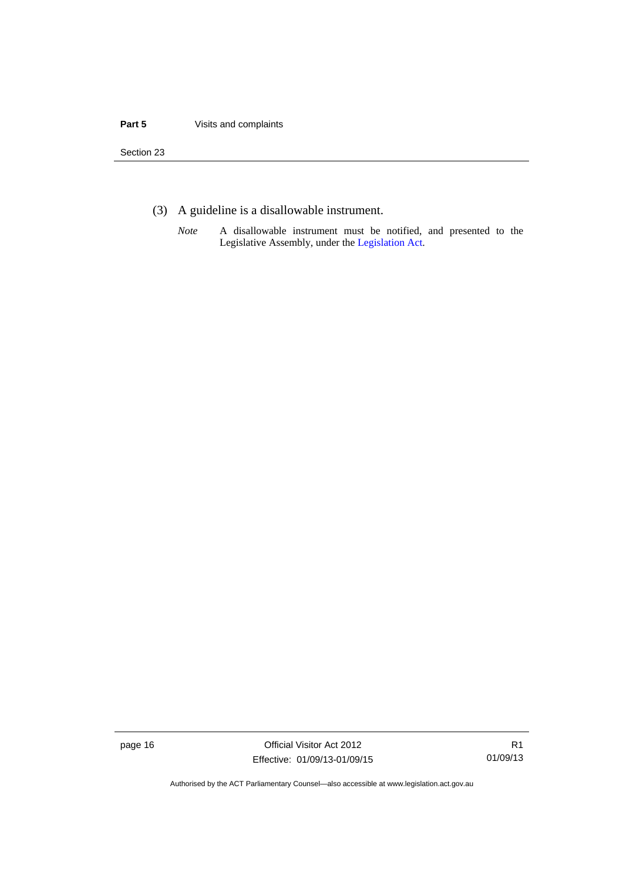(3) A guideline is a disallowable instrument.

*Note* A disallowable instrument must be notified, and presented to the Legislative Assembly, under the Legislation Act.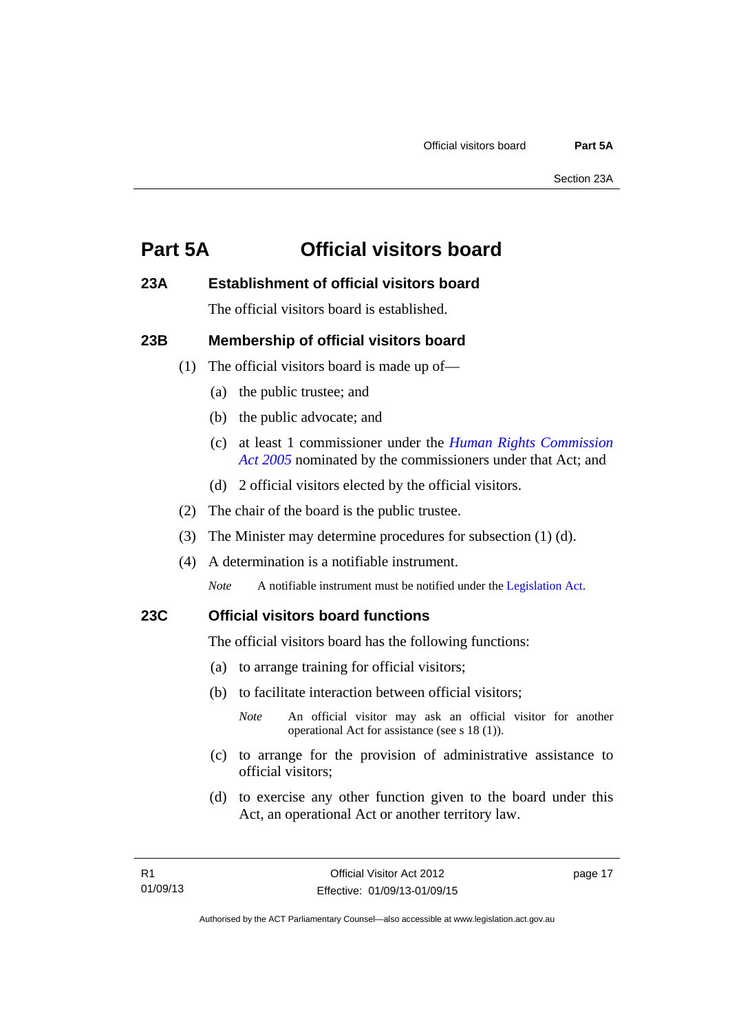# Part 5A Official visitors board

## 23A Establishment of official visitors board

The official visitors board is established.

## 23B Membership of official visitors board

(1) The official visitors board is made up of—

(a) the public trustee; and

(b) the public advocate; and

(c) at least 1 commissioner under the *Human Rights Commission Act 2005* nominated by the commissioners under that Act; and

(d) 2 official visitors elected by the official visitors.

(2) The chair of the board is the public trustee.

(3) The Minister may determine procedures for subsection (1) (d).

(4) A determination is a notifiable instrument.

*Note* A notifiable instrument must be notified under the Legislation Act.

## 23C Official visitors board functions

The official visitors board has the following functions:

(a) to arrange training for official visitors;

(b) to facilitate interaction between official visitors;

*Note* An official visitor may ask an official visitor for another operational Act for assistance (see s 18 (1)).

(c) to arrange for the provision of administrative assistance to official visitors;

(d) to exercise any other function given to the board under this Act, an operational Act or another territory law.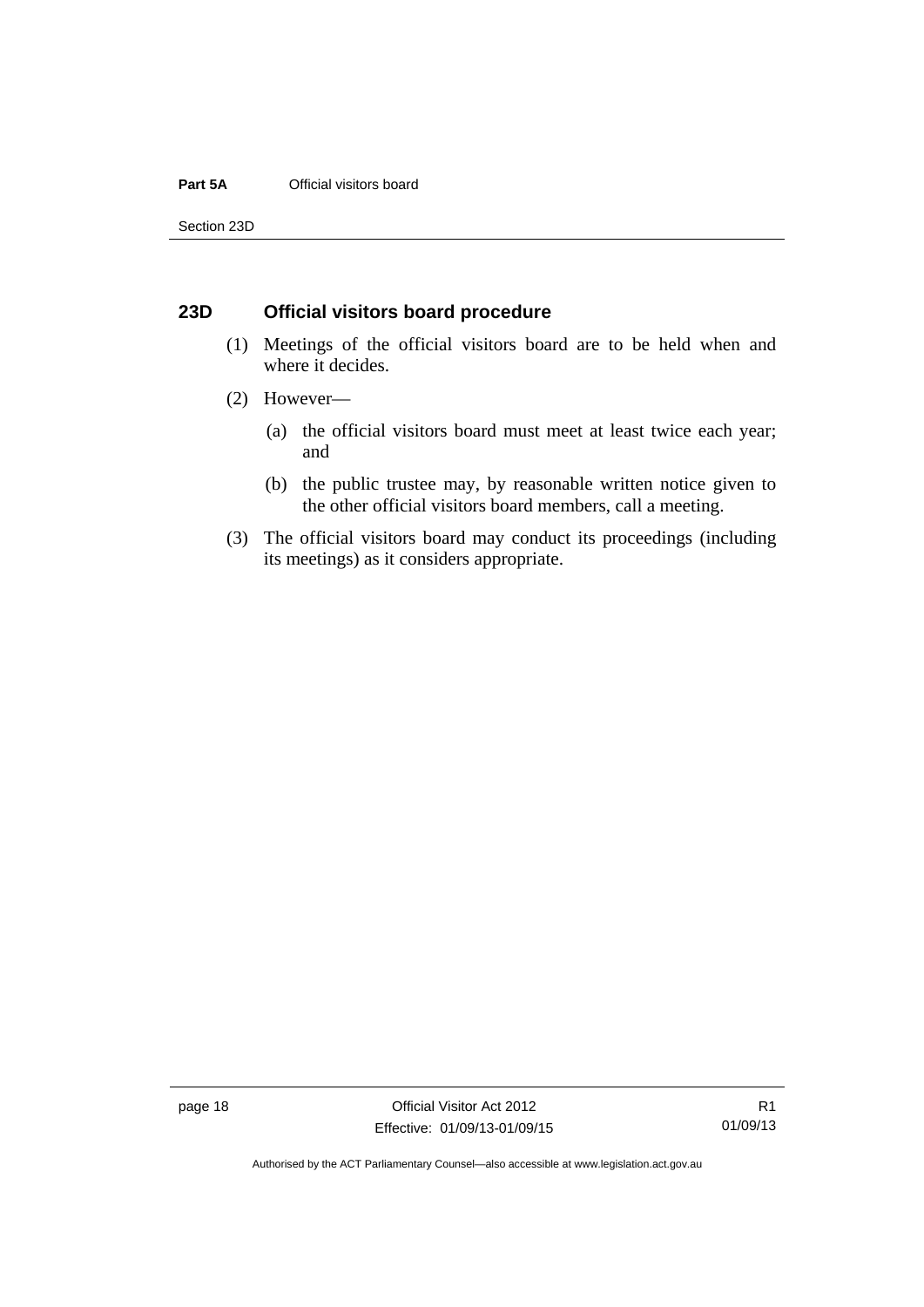## 23D Official visitors board procedure

(1) Meetings of the official visitors board are to be held when and where it decides.

(2) However—

(a) the official visitors board must meet at least twice each year; and

(b) the public trustee may, by reasonable written notice given to the other official visitors board members, call a meeting.

(3) The official visitors board may conduct its proceedings (including its meetings) as it considers appropriate.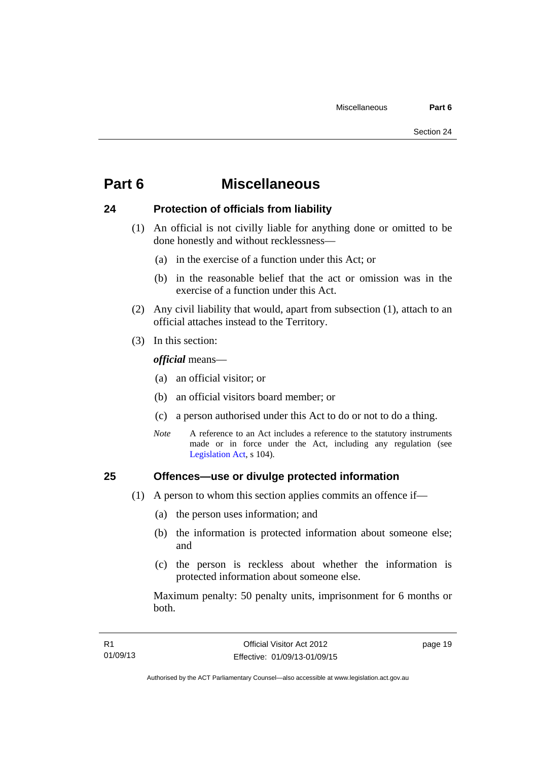# Part 6 Miscellaneous

## 24 Protection of officials from liability

(1) An official is not civilly liable for anything done or omitted to be done honestly and without recklessness—

(a) in the exercise of a function under this Act; or

(b) in the reasonable belief that the act or omission was in the exercise of a function under this Act.

(2) Any civil liability that would, apart from subsection (1), attach to an official attaches instead to the Territory.

(3) In this section:

***official*** means—

(a) an official visitor; or

(b) an official visitors board member; or

(c) a person authorised under this Act to do or not to do a thing.

*Note* A reference to an Act includes a reference to the statutory instruments made or in force under the Act, including any regulation (see Legislation Act, s 104).

## 25 Offences—use or divulge protected information

(1) A person to whom this section applies commits an offence if—

(a) the person uses information; and

(b) the information is protected information about someone else; and

(c) the person is reckless about whether the information is protected information about someone else.

Maximum penalty: 50 penalty units, imprisonment for 6 months or both.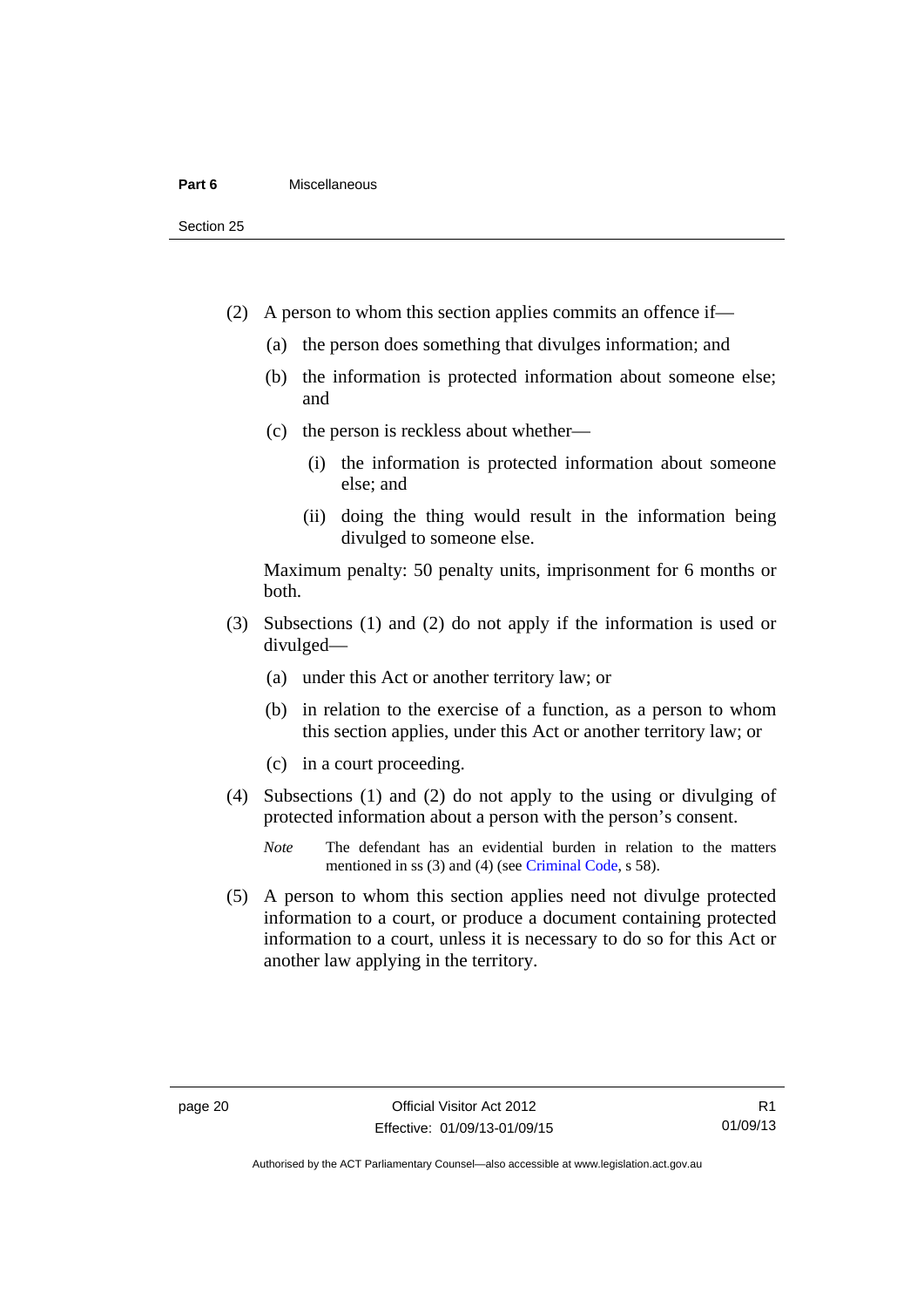(2) A person to whom this section applies commits an offence if—

(a) the person does something that divulges information; and

(b) the information is protected information about someone else; and

(c) the person is reckless about whether—

(i) the information is protected information about someone else; and

(ii) doing the thing would result in the information being divulged to someone else.

Maximum penalty: 50 penalty units, imprisonment for 6 months or both.

(3) Subsections (1) and (2) do not apply if the information is used or divulged—

(a) under this Act or another territory law; or

(b) in relation to the exercise of a function, as a person to whom this section applies, under this Act or another territory law; or

(c) in a court proceeding.

(4) Subsections (1) and (2) do not apply to the using or divulging of protected information about a person with the person's consent.

*Note* The defendant has an evidential burden in relation to the matters mentioned in ss (3) and (4) (see Criminal Code, s 58).

(5) A person to whom this section applies need not divulge protected information to a court, or produce a document containing protected information to a court, unless it is necessary to do so for this Act or another law applying in the territory.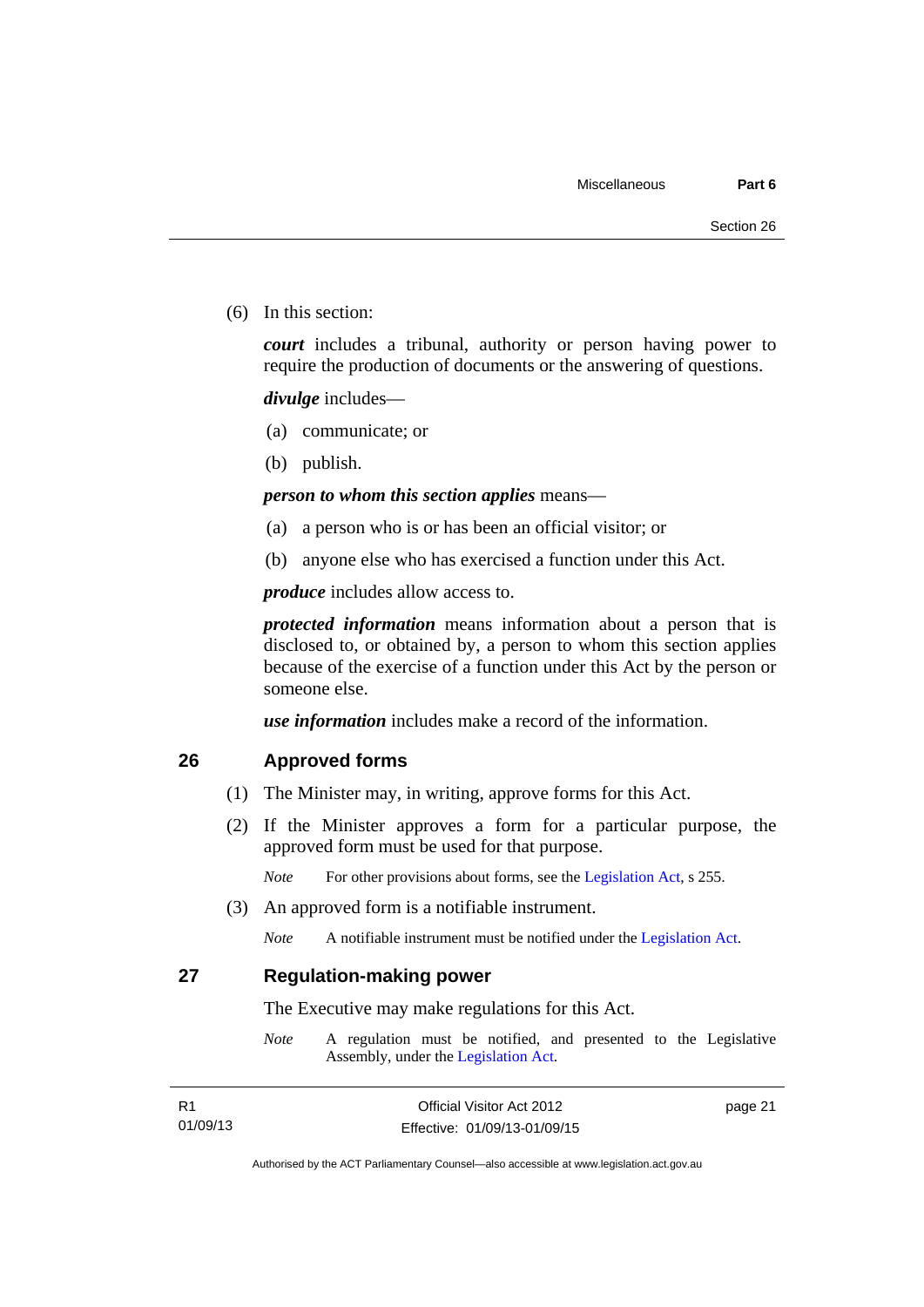(6) In this section:

***court*** includes a tribunal, authority or person having power to require the production of documents or the answering of questions.

***divulge*** includes—

(a) communicate; or

(b) publish.

***person to whom this section applies*** means—

(a) a person who is or has been an official visitor; or

(b) anyone else who has exercised a function under this Act.

***produce*** includes allow access to.

***protected information*** means information about a person that is disclosed to, or obtained by, a person to whom this section applies because of the exercise of a function under this Act by the person or someone else.

***use information*** includes make a record of the information.

## 26 Approved forms

(1) The Minister may, in writing, approve forms for this Act.

(2) If the Minister approves a form for a particular purpose, the approved form must be used for that purpose.

*Note* For other provisions about forms, see the Legislation Act, s 255.

(3) An approved form is a notifiable instrument.

*Note* A notifiable instrument must be notified under the Legislation Act.

## 27 Regulation-making power

The Executive may make regulations for this Act.

*Note* A regulation must be notified, and presented to the Legislative Assembly, under the Legislation Act.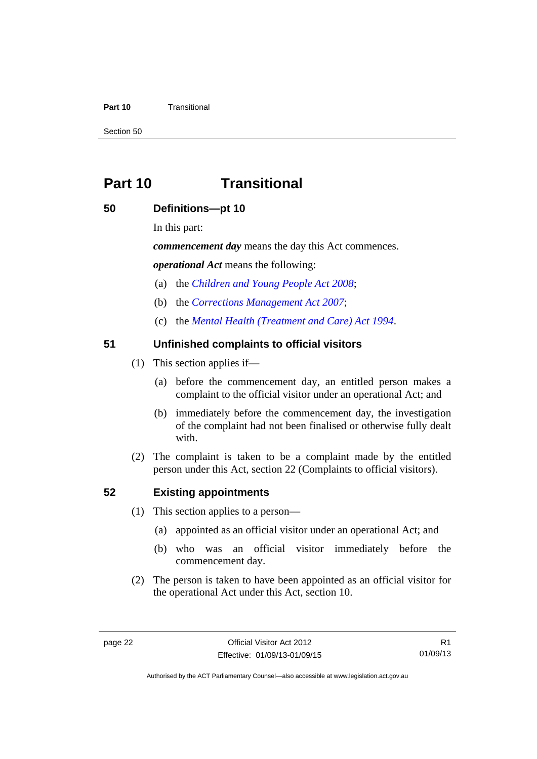# Part 10 Transitional

## 50 Definitions—pt 10

In this part:

***commencement day*** means the day this Act commences.

***operational Act*** means the following:

(a) the *Children and Young People Act 2008*;

(b) the *Corrections Management Act 2007*;

(c) the *Mental Health (Treatment and Care) Act 1994*.

## 51 Unfinished complaints to official visitors

(1) This section applies if—

(a) before the commencement day, an entitled person makes a complaint to the official visitor under an operational Act; and

(b) immediately before the commencement day, the investigation of the complaint had not been finalised or otherwise fully dealt with.

(2) The complaint is taken to be a complaint made by the entitled person under this Act, section 22 (Complaints to official visitors).

## 52 Existing appointments

(1) This section applies to a person—

(a) appointed as an official visitor under an operational Act; and

(b) who was an official visitor immediately before the commencement day.

(2) The person is taken to have been appointed as an official visitor for the operational Act under this Act, section 10.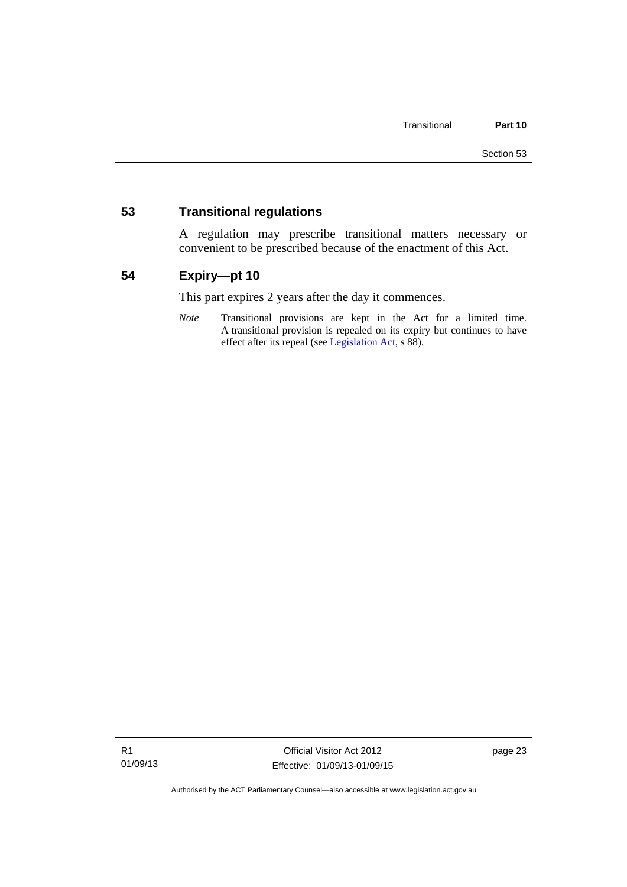## 53 Transitional regulations

A regulation may prescribe transitional matters necessary or convenient to be prescribed because of the enactment of this Act.

## 54 Expiry—pt 10

This part expires 2 years after the day it commences.

*Note* Transitional provisions are kept in the Act for a limited time. A transitional provision is repealed on its expiry but continues to have effect after its repeal (see Legislation Act, s 88).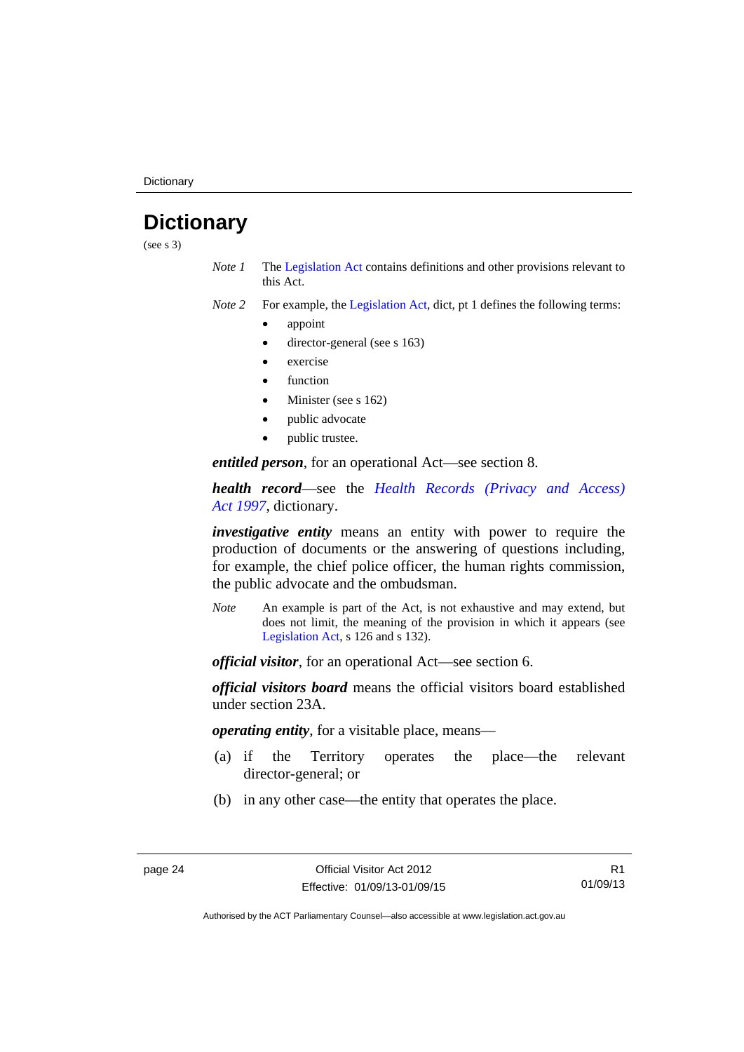# Dictionary

(see s 3)

*Note 1* The Legislation Act contains definitions and other provisions relevant to this Act.

*Note 2* For example, the Legislation Act, dict, pt 1 defines the following terms:

- appoint
- director-general (see s 163)
- exercise
- function
- Minister (see s 162)
- public advocate
- public trustee.

***entitled person***, for an operational Act—see section 8.

***health record***—see the *Health Records (Privacy and Access) Act 1997*, dictionary.

***investigative entity*** means an entity with power to require the production of documents or the answering of questions including, for example, the chief police officer, the human rights commission, the public advocate and the ombudsman.

*Note* An example is part of the Act, is not exhaustive and may extend, but does not limit, the meaning of the provision in which it appears (see Legislation Act, s 126 and s 132).

***official visitor***, for an operational Act—see section 6.

***official visitors board*** means the official visitors board established under section 23A.

***operating entity***, for a visitable place, means—

(a) if the Territory operates the place—the relevant director-general; or

(b) in any other case—the entity that operates the place.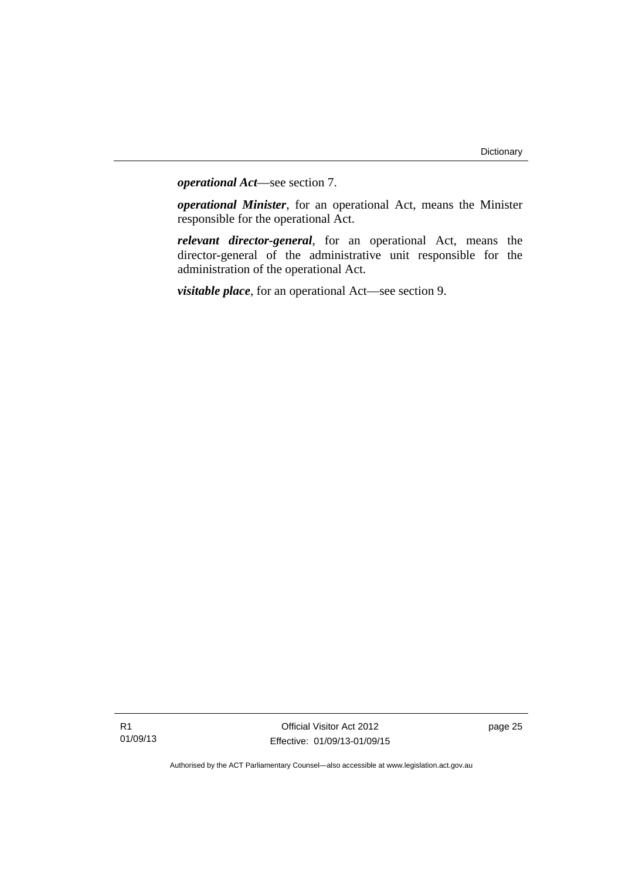***operational Act***—see section 7.

***operational Minister***, for an operational Act, means the Minister responsible for the operational Act.

***relevant director-general***, for an operational Act, means the director-general of the administrative unit responsible for the administration of the operational Act.

***visitable place***, for an operational Act—see section 9.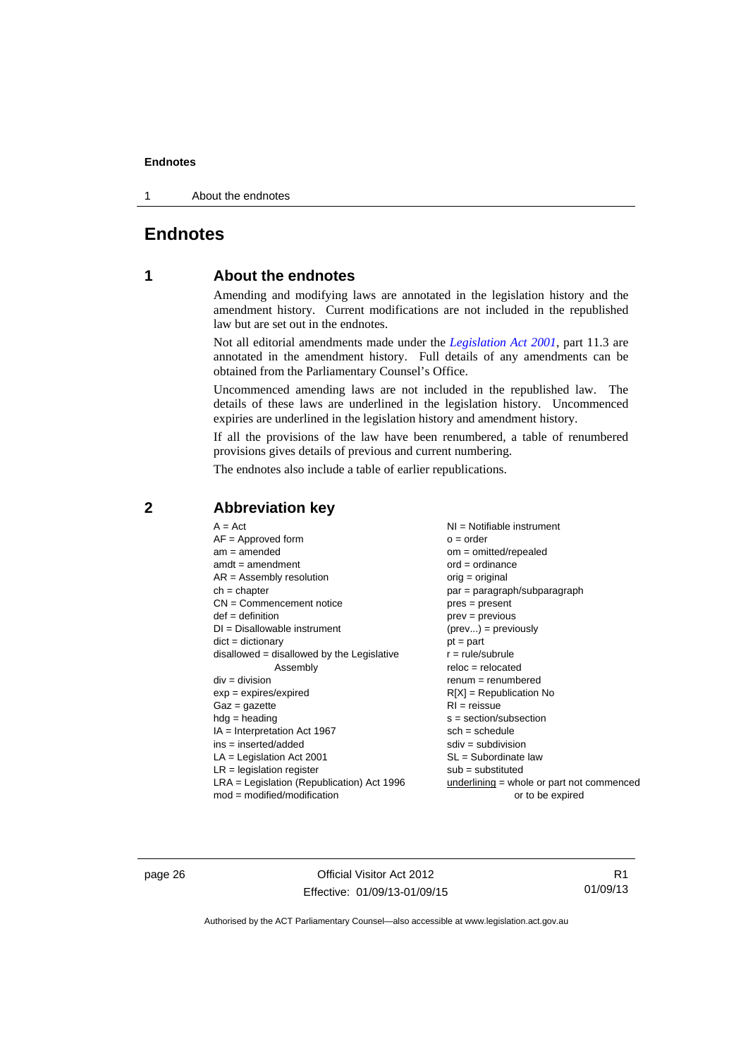# Endnotes

## 1 About the endnotes

Amending and modifying laws are annotated in the legislation history and the amendment history. Current modifications are not included in the republished law but are set out in the endnotes.

Not all editorial amendments made under the *Legislation Act 2001*, part 11.3 are annotated in the amendment history. Full details of any amendments can be obtained from the Parliamentary Counsel's Office.

Uncommenced amending laws are not included in the republished law. The details of these laws are underlined in the legislation history. Uncommenced expiries are underlined in the legislation history and amendment history.

If all the provisions of the law have been renumbered, a table of renumbered provisions gives details of previous and current numbering.

The endnotes also include a table of earlier republications.

## 2 Abbreviation key

A = Act
AF = Approved form
am = amended
amdt = amendment
AR = Assembly resolution
ch = chapter
CN = Commencement notice
def = definition
DI = Disallowable instrument
dict = dictionary
disallowed = disallowed by the Legislative Assembly
div = division
exp = expires/expired
Gaz = gazette
hdg = heading
IA = Interpretation Act 1967
ins = inserted/added
LA = Legislation Act 2001
LR = legislation register
LRA = Legislation (Republication) Act 1996
mod = modified/modification
NI = Notifiable instrument
o = order
om = omitted/repealed
ord = ordinance
orig = original
par = paragraph/subparagraph
pres = present
prev = previous
(prev...) = previously
pt = part
r = rule/subrule
reloc = relocated
renum = renumbered
R[X] = Republication No
RI = reissue
s = section/subsection
sch = schedule
sdiv = subdivision
SL = Subordinate law
sub = substituted
<u>underlining</u> = whole or part not commenced or to be expired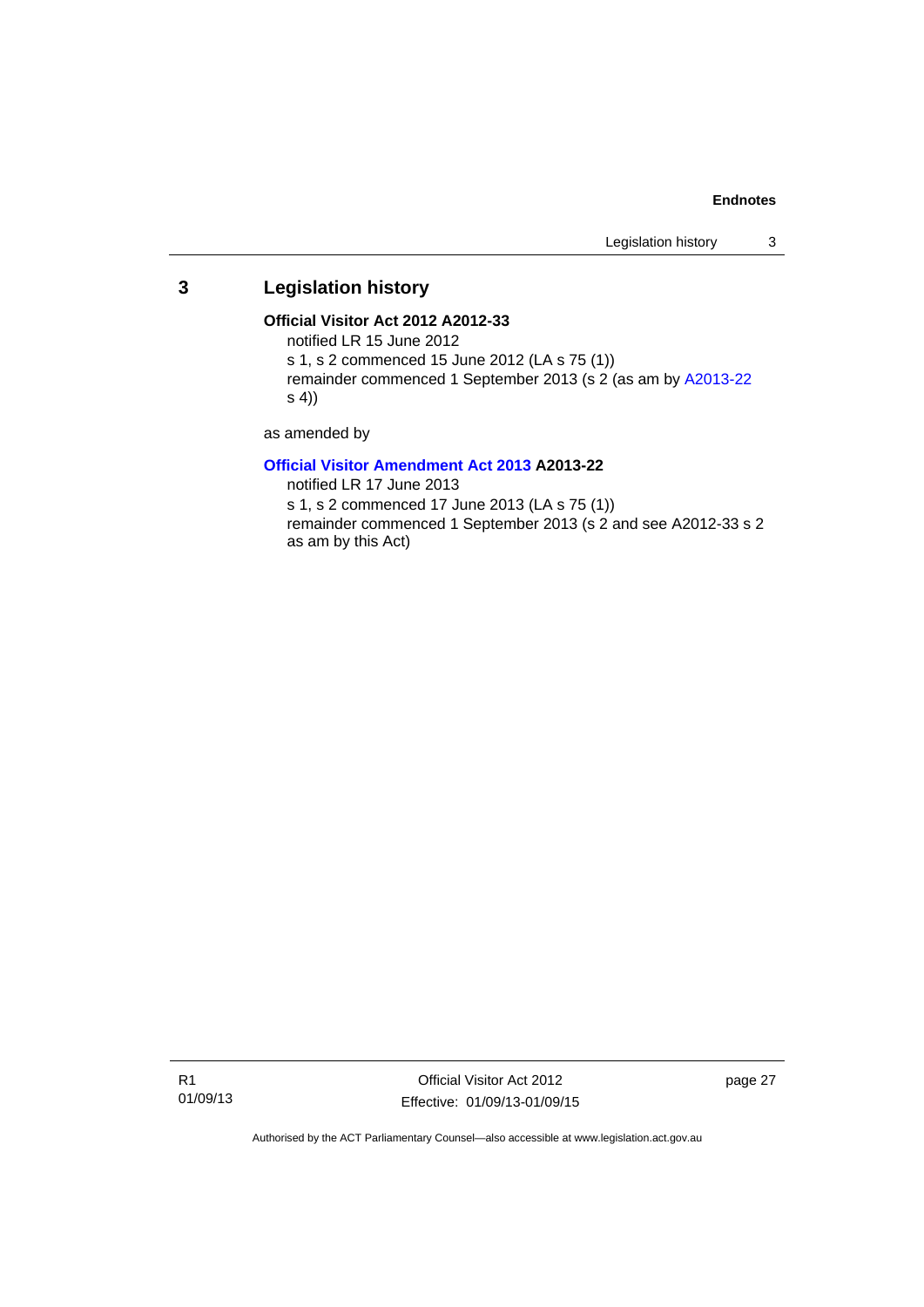## 3 Legislation history

**Official Visitor Act 2012 A2012-33**

notified LR 15 June 2012

s 1, s 2 commenced 15 June 2012 (LA s 75 (1))

remainder commenced 1 September 2013 (s 2 (as am by A2013-22 s 4))

as amended by

**Official Visitor Amendment Act 2013 A2013-22**

notified LR 17 June 2013

s 1, s 2 commenced 17 June 2013 (LA s 75 (1))

remainder commenced 1 September 2013 (s 2 and see A2012-33 s 2 as am by this Act)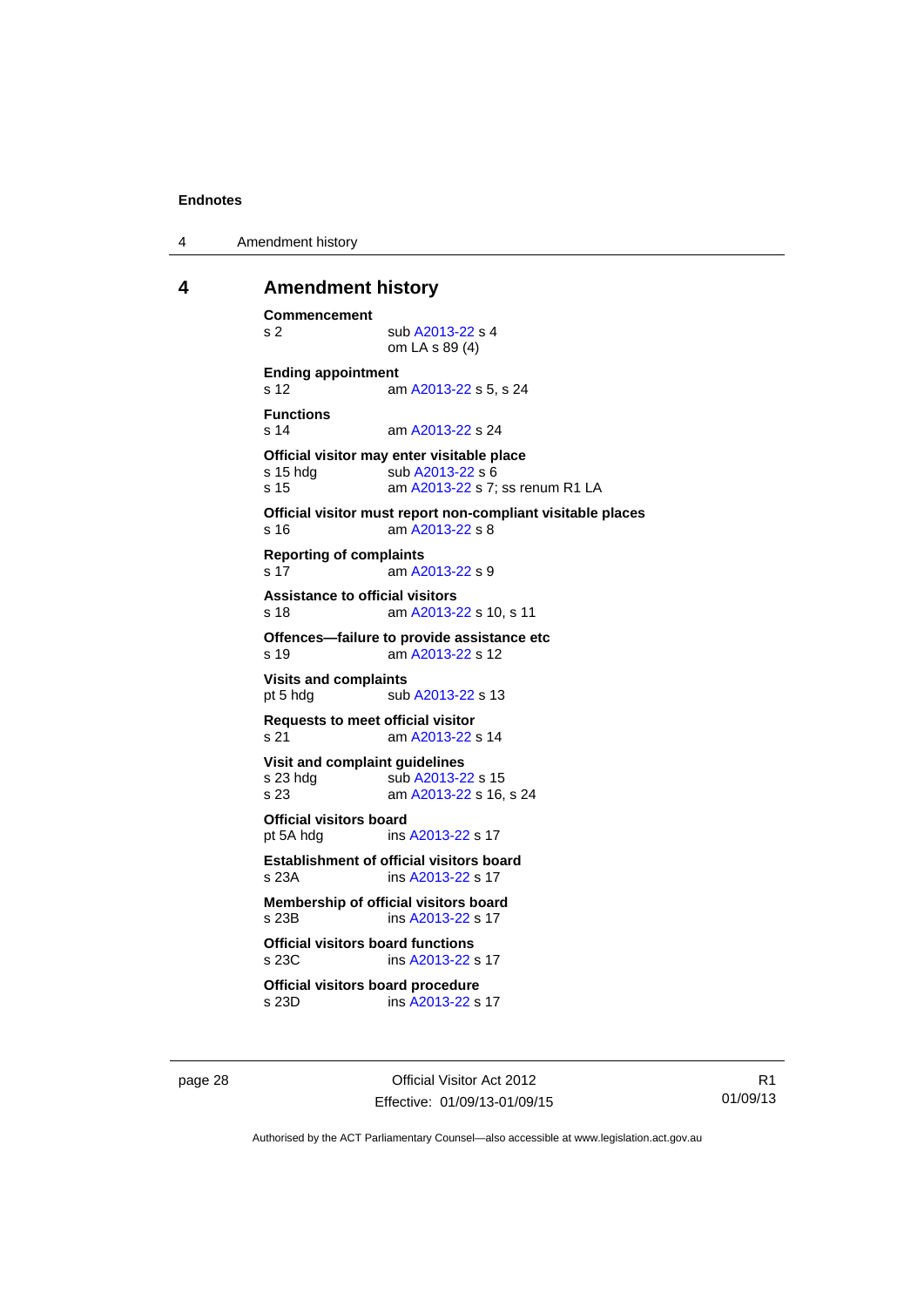# 4 Amendment history

**Commencement**
s 2 sub A2013-22 s 4
om LA s 89 (4)

**Ending appointment**
s 12 am A2013-22 s 5, s 24

**Functions**
s 14 am A2013-22 s 24

**Official visitor may enter visitable place**
s 15 hdg sub A2013-22 s 6
s 15 am A2013-22 s 7; ss renum R1 LA

**Official visitor must report non-compliant visitable places**
s 16 am A2013-22 s 8

**Reporting of complaints**
s 17 am A2013-22 s 9

**Assistance to official visitors**
s 18 am A2013-22 s 10, s 11

**Offences—failure to provide assistance etc**
s 19 am A2013-22 s 12

**Visits and complaints**
pt 5 hdg sub A2013-22 s 13

**Requests to meet official visitor**
s 21 am A2013-22 s 14

**Visit and complaint guidelines**
s 23 hdg sub A2013-22 s 15
s 23 am A2013-22 s 16, s 24

**Official visitors board**
pt 5A hdg ins A2013-22 s 17

**Establishment of official visitors board**
s 23A ins A2013-22 s 17

**Membership of official visitors board**
s 23B ins A2013-22 s 17

**Official visitors board functions**
s 23C ins A2013-22 s 17

**Official visitors board procedure**
s 23D ins A2013-22 s 17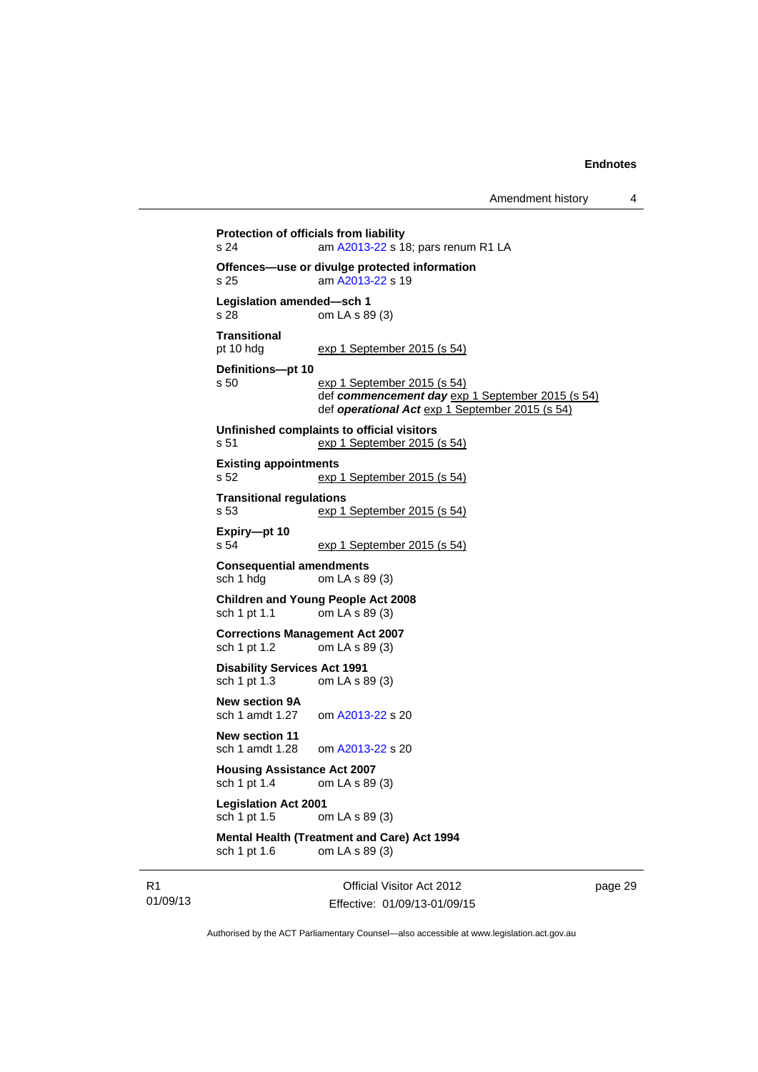**Protection of officials from liability**
s 24 am A2013-22 s 18; pars renum R1 LA

**Offences—use or divulge protected information**
s 25 am A2013-22 s 19

**Legislation amended—sch 1**
s 28 om LA s 89 (3)

**Transitional**
pt 10 hdg exp 1 September 2015 (s 54)

**Definitions—pt 10**
s 50 exp 1 September 2015 (s 54)
def ***commencement day*** exp 1 September 2015 (s 54)
def ***operational Act*** exp 1 September 2015 (s 54)

**Unfinished complaints to official visitors**
s 51 exp 1 September 2015 (s 54)

**Existing appointments**
s 52 exp 1 September 2015 (s 54)

**Transitional regulations**
s 53 exp 1 September 2015 (s 54)

**Expiry—pt 10**
s 54 exp 1 September 2015 (s 54)

**Consequential amendments**
sch 1 hdg om LA s 89 (3)

**Children and Young People Act 2008**
sch 1 pt 1.1 om LA s 89 (3)

**Corrections Management Act 2007**
sch 1 pt 1.2 om LA s 89 (3)

**Disability Services Act 1991**
sch 1 pt 1.3 om LA s 89 (3)

**New section 9A**
sch 1 amdt 1.27 om A2013-22 s 20

**New section 11**
sch 1 amdt 1.28 om A2013-22 s 20

**Housing Assistance Act 2007**
sch 1 pt 1.4 om LA s 89 (3)

**Legislation Act 2001**
sch 1 pt 1.5 om LA s 89 (3)

**Mental Health (Treatment and Care) Act 1994**
sch 1 pt 1.6 om LA s 89 (3)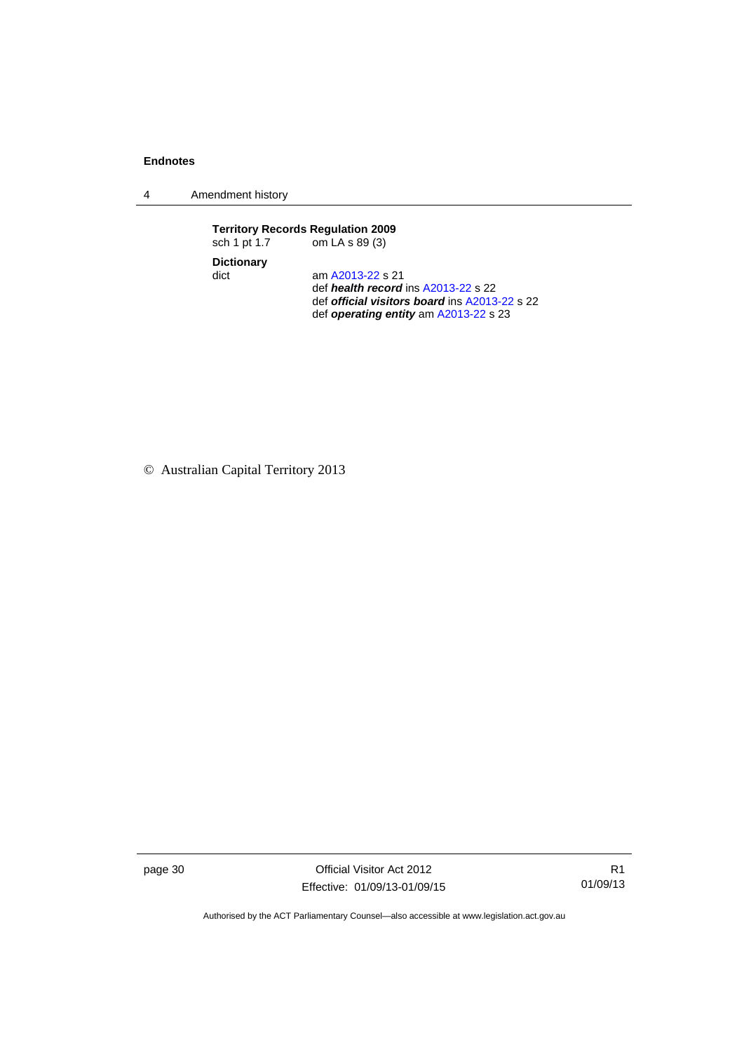**Territory Records Regulation 2009**

sch 1 pt 1.7 om LA s 89 (3)

**Dictionary**

dict am A2013-22 s 21
def ***health record*** ins A2013-22 s 22
def ***official visitors board*** ins A2013-22 s 22
def ***operating entity*** am A2013-22 s 23

© Australian Capital Territory 2013